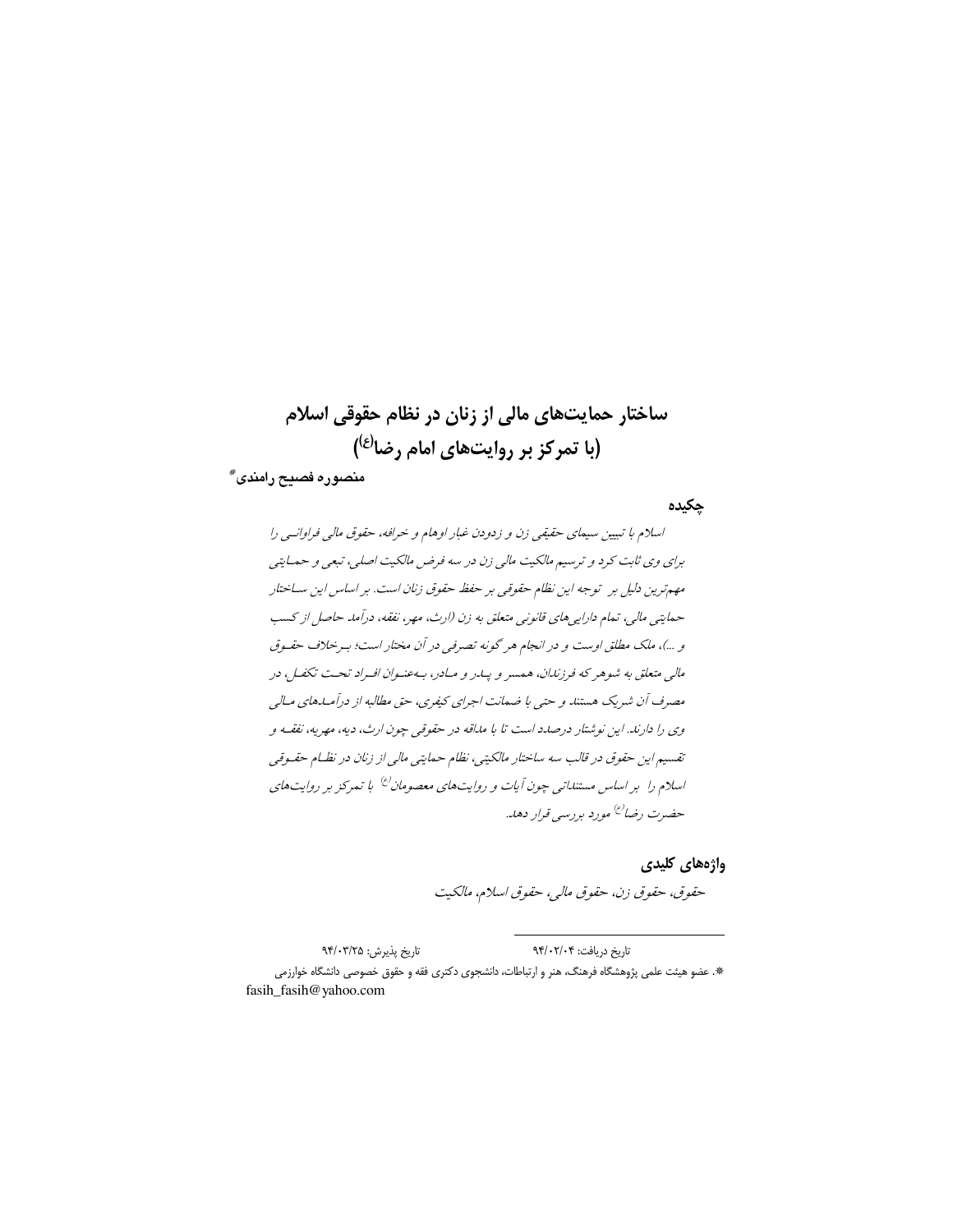# ساختار حمایت‌های مالی از زنان در نظام حقوقی اسلام
# (با تمرکز بر روایت‌های امام رضا(ع))

**منصوره فصیح رامندی***

## چکیده

*اسلام با تبیین سیمای حقیقی زن و زدودن غبار اوهام و خرافه، حقوق مالی فراوانی را برای وی ثابت کرد و ترسیم مالکیت مالی زن در سه فرض مالکیت اصلی، تبعی و حمایتی مهم‌ترین دلیل بر توجه این نظام حقوقی بر حفظ حقوق زنان است. بر اساس این ساختار حمایتی مالی، تمام دارایی‌های قانونی متعلق به زن (ارث، مهر، نفقه، درآمد حاصل از کسب و ...)، ملک مطلق اوست و در انجام هر گونه تصرفی در آن مختار است؛ برخلاف حقوق مالی متعلق به شوهر که فرزندان، همسر و پدر و مادر، به‌عنوان افراد تحت تکفل، در مصرف آن شریک هستند و حتی با ضمانت اجرای کیفری، حق مطالبه از درآمدهای مالی وی را دارند. این نوشتار درصدد است تا با مداقه در حقوقی چون ارث، دیه، مهریه، نفقه و تقسیم این حقوق در قالب سه ساختار مالکیتی، نظام حمایتی مالی از زنان در نظام حقوقی اسلام را بر اساس مستنداتی چون آیات و روایت‌های معصومان(ع) با تمرکز بر روایت‌های حضرت رضا(ع) مورد بررسی قرار دهد.*

## واژه‌های کلیدی

*حقوق، حقوق زن، حقوق مالی، حقوق اسلام، مالکیت*

---

تاریخ دریافت: ۹۴/۰۲/۰۴ تاریخ پذیرش: ۹۴/۰۳/۲۵

*. عضو هیئت علمی پژوهشگاه فرهنگ، هنر و ارتباطات، دانشجوی دکتری فقه و حقوق خصوصی دانشگاه خوارزمی
fasih_fasih@yahoo.com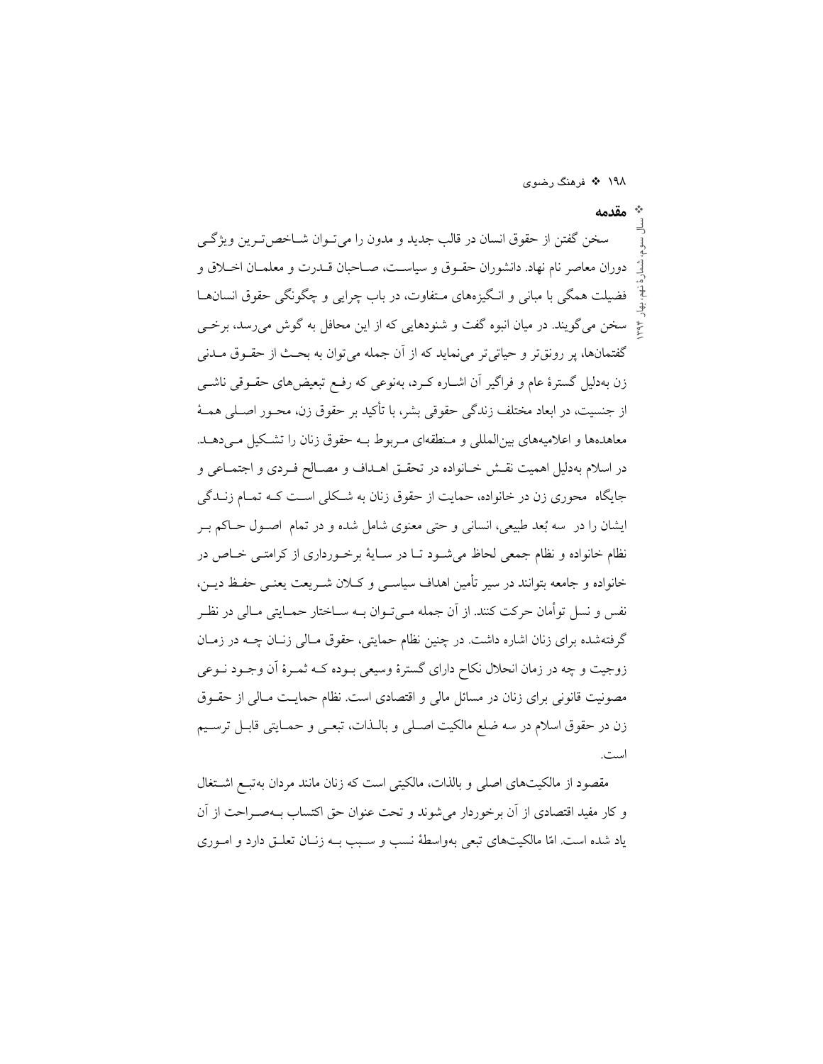## مقدمه

سخن گفتن از حقوق انسان در قالب جدید و مدون را می‌توان شاخص‌ترین ویژگی دوران معاصر نام نهاد. دانشوران حقوق و سیاست، صاحبان قدرت و معلمان اخلاق و فضیلت همگی با مبانی و انگیزه‌های متفاوت، در باب چرایی و چگونگی حقوق انسان‌ها سخن می‌گویند. در میان انبوه گفت و شنودهایی که از این محافل به گوش می‌رسد، برخی گفتمان‌ها، پر رونق‌تر و حیاتی‌تر می‌نماید که از آن جمله می‌توان به بحث از حقوق مدنی زن به‌دلیل گسترهٔ عام و فراگیر آن اشاره کرد، به‌نوعی که رفع تبعیض‌های حقوقی ناشی از جنسیت، در ابعاد مختلف زندگی حقوقی بشر، با تأکید بر حقوق زن، محور اصلی همهٔ معاهده‌ها و اعلامیه‌های بین‌المللی و منطقه‌ای مربوط به حقوق زنان را تشکیل می‌دهد. در اسلام به‌دلیل اهمیت نقش خانواده در تحقق اهداف و مصالح فردی و اجتماعی و جایگاه محوری زن در خانواده، حمایت از حقوق زنان به شکلی است که تمام زندگی ایشان را در سه بُعد طبیعی، انسانی و حتی معنوی شامل شده و در تمام اصول حاکم بر نظام خانواده و نظام جمعی لحاظ می‌شود تا در سایهٔ برخورداری از کرامتی خاص در خانواده و جامعه بتوانند در سیر تأمین اهداف سیاسی و کلان شریعت یعنی حفظ دین، نفس و نسل توأمان حرکت کنند. از آن جمله می‌توان به ساختار حمایتی مالی در نظر گرفته‌شده برای زنان اشاره داشت. در چنین نظام حمایتی، حقوق مالی زنان چه در زمان زوجیت و چه در زمان انحلال نکاح دارای گسترهٔ وسیعی بوده که ثمرهٔ آن وجود نوعی مصونیت قانونی برای زنان در مسائل مالی و اقتصادی است. نظام حمایت مالی از حقوق زن در حقوق اسلام در سه ضلع مالکیت اصلی و بالذات، تبعی و حمایتی قابل ترسیم است.

مقصود از مالکیت‌های اصلی و بالذات، مالکیتی است که زنان مانند مردان به‌تبع اشتغال و کار مفید اقتصادی از آن برخوردار می‌شوند و تحت عنوان حق اکتساب به‌صراحت از آن یاد شده است. امّا مالکیت‌های تبعی به‌واسطهٔ نسب و سبب به زنان تعلق دارد و اموری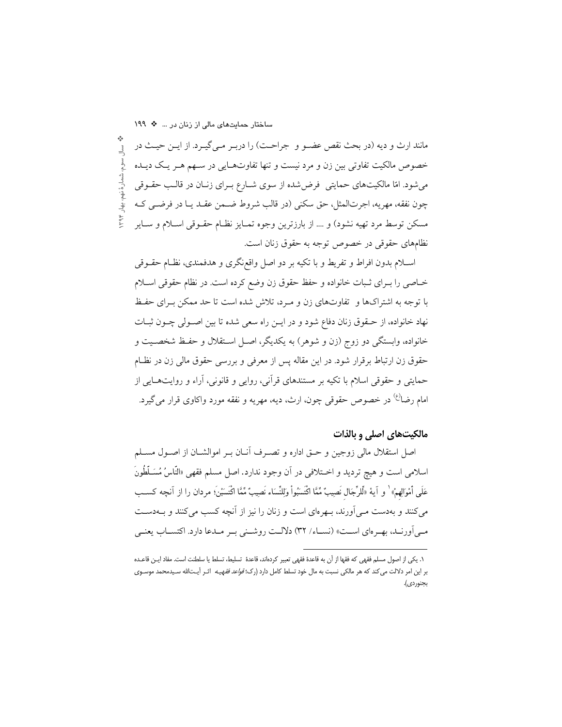مانند ارث و دیه (در بحث نقص عضو و جراحت) را دربر می‌گیرد. از این حیث در خصوص مالکیت تفاوتی بین زن و مرد نیست و تنها تفاوت‌هایی در سهم هر یک دیده می‌شود. امّا مالکیت‌های حمایتی فرض‌شده از سوی شارع برای زنان در قالب حقوقی چون نفقه، مهریه، اجرت‌المثل، حق سکنی (در قالب شروط ضمن عقد یا در فرضی که مسکن توسط مرد تهیه نشود) و .... از بارزترین وجوه تمایز نظام حقوقی اسلام و سایر نظام‌های حقوقی در خصوص توجه به حقوق زنان است.

اسلام بدون افراط و تفریط و با تکیه بر دو اصل واقع‌نگری و هدفمندی، نظام حقوقی خاصی را برای ثبات خانواده و حفظ حقوق زن وضع کرده است. در نظام حقوقی اسلام با توجه به اشتراک‌ها و تفاوت‌های زن و مرد، تلاش شده است تا حد ممکن برای حفظ نهاد خانواده، از حقوق زنان دفاع شود و در این راه سعی شده تا بین اصولی چون ثبات خانواده، وابستگی دو زوج (زن و شوهر) به یکدیگر، اصل استقلال و حفظ شخصیت و حقوق زن ارتباط برقرار شود. در این مقاله پس از معرفی و بررسی حقوق مالی زن در نظام حمایتی و حقوقی اسلام با تکیه بر مستندهای قرآنی، روایی و قانونی، آراء و روایت‌هایی از امام رضا(ع) در خصوص حقوقی چون، ارث، دیه، مهریه و نفقه مورد واکاوی قرار می‌گیرد.

## مالکیت‌های اصلی و بالذات

اصل استقلال مالی زوجین و حق اداره و تصرف آنان بر اموالشان از اصول مسلم اسلامی است و هیچ تردید و اختلافی در آن وجود ندارد. اصل مسلم فقهی «النّاسُ مُسَلّطُونَ عَلَى أمْوَالِهِمْ»[1] و آیهٔ «لِّلرِّجَالِ نَصِيبٌ مِّمَّا اكْتَسَبُواْ وَلِلنِّسَاء نَصِيبٌ مِّمَّا اكْتَسَبْنَ؛ مردان را از آنچه کسب می‌کنند و به‌دست می‌آورند، بهره‌ای است و زنان را نیز از آنچه کسب می‌کنند و به‌دست می‌آورند، بهره‌ای است» (نساء/ ۳۲) دلالت روشنی بر مدعا دارد. اکتساب یعنی

---

۱. یکی از اصول مسلم فقهی که فقها از آن به قاعدهٔ فقهی تعبیر کرده‌اند، قاعدهٔ تسلیط، تسلط یا سلطنت است. مفاد این قاعده بر این امر دلالت می‌کند که هر مالکی نسبت به مال خود تسلط کامل دارد (رک: *قواعد فقهیه* اثر آیت‌الله سیدمحمد موسوی بجنوردی).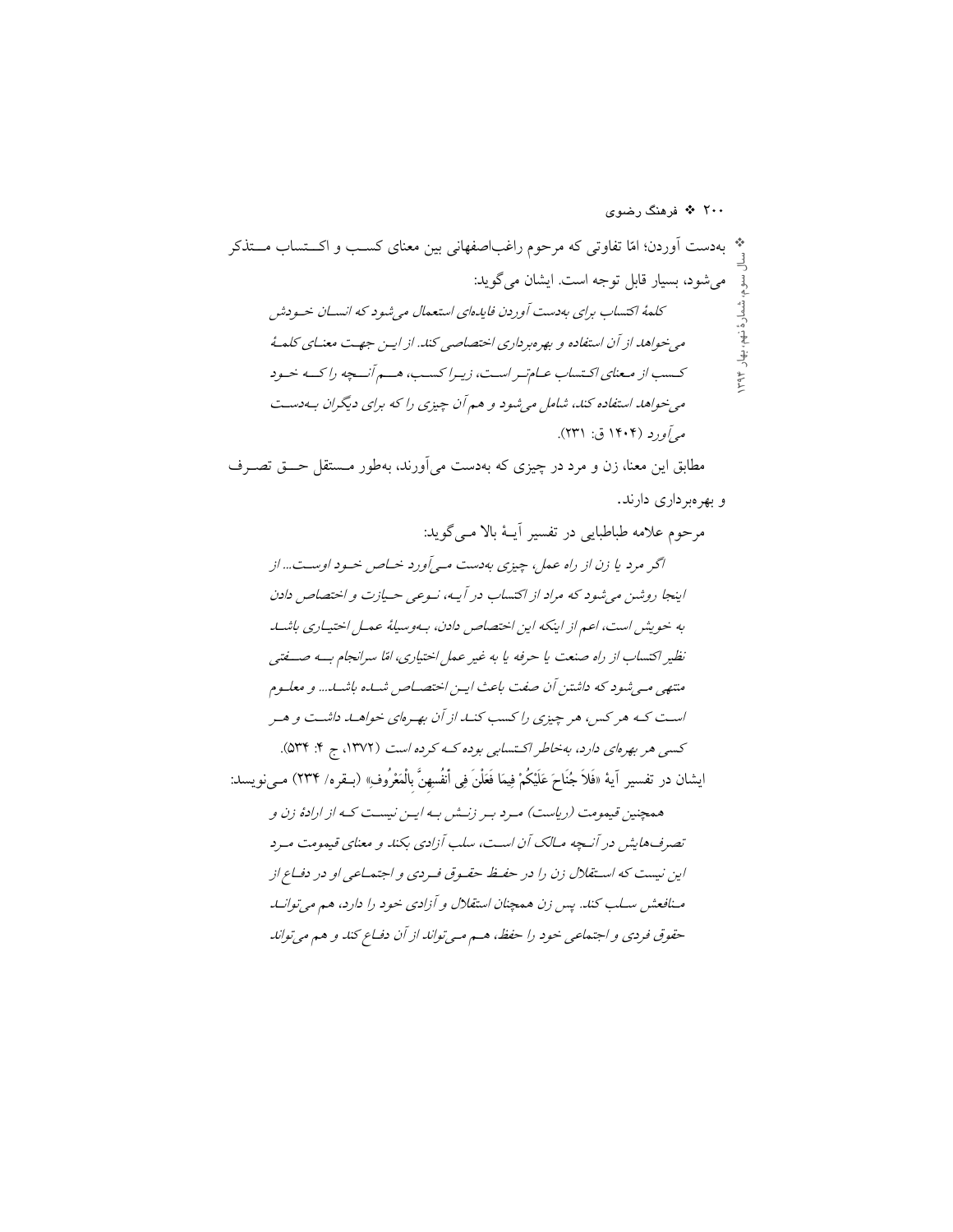به‌دست آوردن؛ امّا تفاوتی که مرحوم راغب‌اصفهانی بین معنای کسب و اکتساب متذکر می‌شود، بسیار قابل توجه است. ایشان می‌گوید:

> *کلمهٔ اکتساب برای به‌دست آوردن فایده‌ای استعمال می‌شود که انسان خودش می‌خواهد از آن استفاده و بهره‌برداری اختصاصی کند. از این جهت معنای کلمهٔ کسب از معنای اکتساب عام‌تر است، زیرا کسب، هم آنچه را که خود می‌خواهد استفاده کند، شامل می‌شود و هم آن چیزی را که برای دیگران به‌دست می‌آورد* (۱۴۰۴ ق: ۲۳۱).

مطابق این معنا، زن و مرد در چیزی که به‌دست می‌آورند، به‌طور مستقل حق تصرف و بهره‌برداری دارند.

مرحوم علامه طباطبایی در تفسیر آیهٔ بالا می‌گوید:

> *اگر مرد یا زن از راه عمل، چیزی به‌دست می‌آورد خاص خود اوست... از اینجا روشن می‌شود که مراد از اکتساب در آیه، نوعی حیازت و اختصاص دادن به خویش است، اعم از اینکه این اختصاص دادن، به‌وسیلهٔ عمل اختیاری باشد نظیر اکتساب از راه صنعت یا حرفه یا به غیر عمل اختیاری، امّا سرانجام به صفتی منتهی می‌شود که داشتن آن صفت باعث این اختصاص شده باشد... و معلوم است که هر کس، هر چیزی را کسب کند از آن بهره‌ای خواهد داشت و هر کسی هر بهره‌ای دارد، به‌خاطر اکتسابی بوده که کرده است* (۱۳۷۲، ج ۴: ۵۳۴).

ایشان در تفسیر آیهٔ «فَلاَ جُنَاحَ عَلَيْكُمْ فِيمَا فَعَلْنَ فِي أَنفُسِهِنَّ بِالْمَعْرُوفِ» (بقره/ ۲۳۴) می‌نویسد:

> *همچنین قیمومت (ریاست) مرد بر زنش به این نیست که از ارادهٔ زن و تصرف‌هایش در آنچه مالک آن است، سلب آزادی بکند و معنای قیمومت مرد این نیست که استقلال زن را در حفظ حقوق فردی و اجتماعی او و در دفاع از منافعش سلب کند. پس زن همچنان استقلال و آزادی خود را دارد، هم می‌تواند حقوق فردی و اجتماعی خود را حفظ، هم می‌تواند از آن دفاع کند و هم می‌تواند*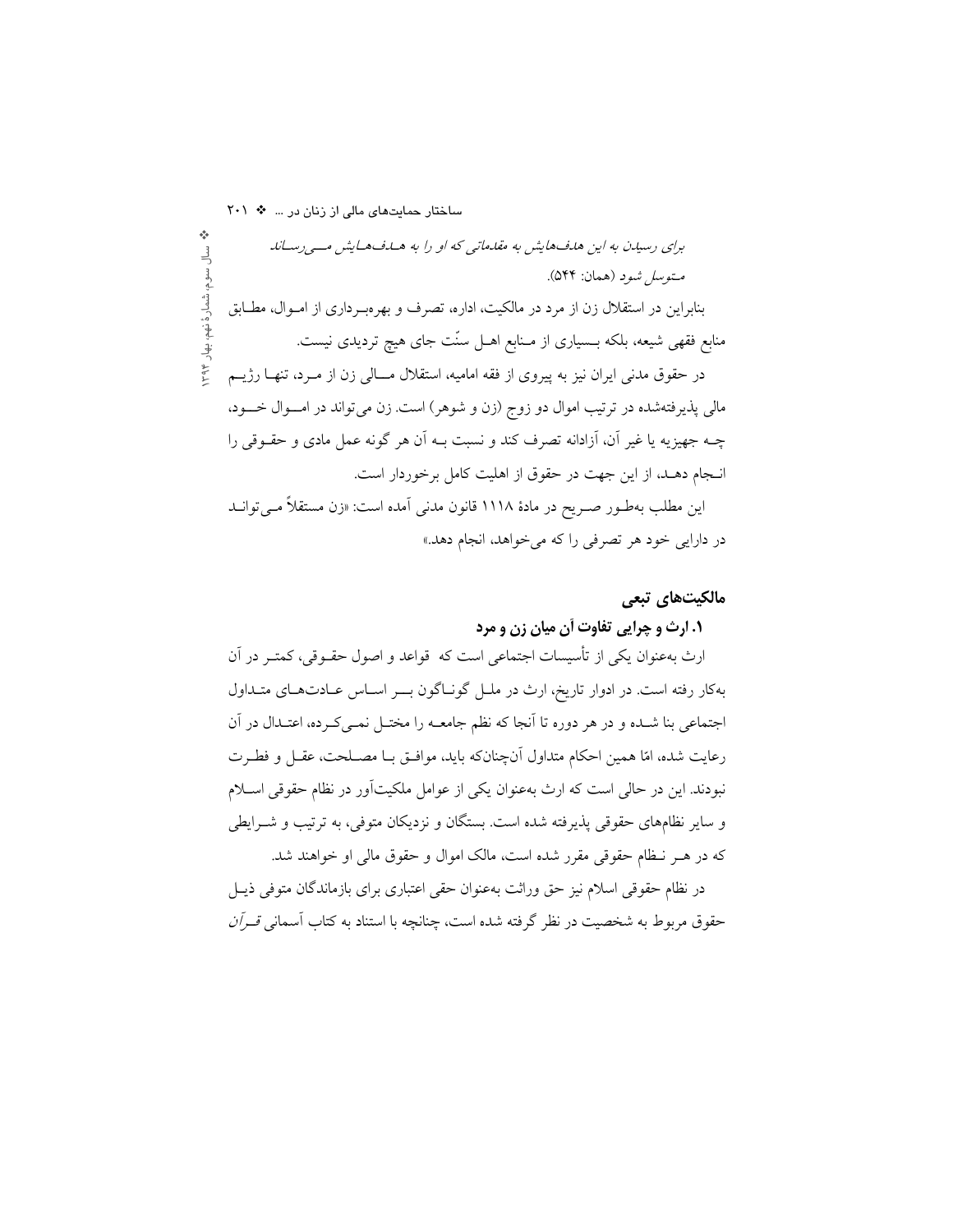*برای رسیدن به این هدف‌هایش به مقدماتی که او را به هدف‌هایش می‌رساند متوسل شود* (همان: ۵۴۴).

بنابراین در استقلال زن از مرد در مالکیت، اداره، تصرف و بهره‌برداری از اموال، مطابق منابع فقهی شیعه، بلکه بسیاری از منابع اهل سنّت جای هیچ تردیدی نیست.

در حقوق مدنی ایران نیز به پیروی از فقه امامیه، استقلال مالی زن از مرد، تنها رژیم مالی پذیرفته‌شده در ترتیب اموال دو زوج (زن و شوهر) است. زن می‌تواند در اموال خود، چه جهیزیه یا غیر آن، آزادانه تصرف کند و نسبت به آن هر گونه عمل مادی و حقوقی را انجام دهد، از این جهت در حقوق از اهلیت کامل برخوردار است.

این مطلب به‌طور صریح در مادهٔ ۱۱۱۸ قانون مدنی آمده است: «زن مستقلاً می‌تواند در دارایی خود هر تصرفی را که می‌خواهد، انجام دهد.»

## مالکیت‌های تبعی

### ۱. ارث و چرایی تفاوت آن میان زن و مرد

ارث به‌عنوان یکی از تأسیسات اجتماعی است که قواعد و اصول حقوقی، کمتر در آن به‌کار رفته است. در ادوار تاریخ، ارث در ملل گوناگون بر اساس عادت‌های متداول اجتماعی بنا شده و در هر دوره تا آنجا که نظم جامعه را مختل نمی‌کرده، اعتدال در آن رعایت شده، امّا همین احکام متداول آن‌چنان‌که باید، موافق با مصلحت، عقل و فطرت نبودند. این در حالی است که ارث به‌عنوان یکی از عوامل ملکیت‌آور در نظام حقوقی اسلام و سایر نظام‌های حقوقی پذیرفته شده است. بستگان و نزدیکان متوفی، به ترتیب و شرایطی که در هر نظام حقوقی مقرر شده است، مالک اموال و حقوق مالی او خواهند شد.

در نظام حقوقی اسلام نیز حق وراثت به‌عنوان حقی اعتباری برای بازماندگان متوفی ذیل حقوق مربوط به شخصیت در نظر گرفته شده است، چنانچه با استناد به کتاب آسمانی *قرآن*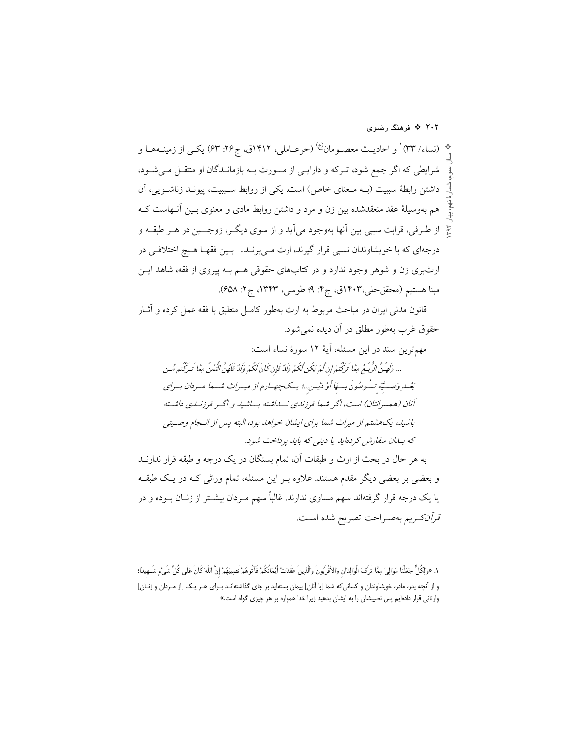(نساء/ ۳۳)[1] و احادیث معصومان(ع) (حرعاملی، ۱۴۱۲ق، ج۲۶: ۶۳) یکی از زمینه‌ها و شرایطی که اگر جمع شود، ترکه و دارایی از مورث به بازماندگان او منتقل می‌شود، داشتن رابطهٔ سببیت (به معنای خاص) است. یکی از روابط سببیت، پیوند زناشویی، آن هم به‌وسیلهٔ عقد منعقدشده بین زن و مرد و داشتن روابط مادی و معنوی بین آن‌هاست که از طرفی، قرابت سببی بین آنها به‌وجود می‌آید و از سوی دیگر، زوجین در هر طبقه و درجه‌ای که با خویشاوندان نسبی قرار گیرند، ارث می‌برند. بین فقها هیچ اختلافی در ارث‌بری زن و شوهر وجود ندارد و در کتاب‌های حقوقی هم به پیروی از فقه، شاهد این مبنا هستیم (محقق‌حلی،۱۴۰۳ق، ج۴: ۹؛ طوسی، ۱۳۴۳، ج۲: ۶۵۸).

قانون مدنی ایران در مباحث مربوط به ارث به‌طور کامل منطبق با فقه عمل کرده و آثار حقوق غرب به‌طور مطلق در آن دیده نمی‌شود.

مهم‌ترین سند در این مسئله، آیهٔ ۱۲ سورهٔ نساء است:

*... وَلَهُنَّ الرُّبُعُ مِمَّا تَرَكْتُمْ إِن لَّمْ يَكُن لَّكُمْ وَلَدٌ فَإِن كَانَ لَكُمْ وَلَدٌ فَلَهُنَّ الثُّمُنُ مِمَّا تَرَكْتُم مِّن بَعْدِ وَصِيَّةٍ تُوصُونَ بِهَا أَوْ دَيْنٍ...؛ یک‌چهارم از میراث شما مردان برای آنان (همسرانتان) است، اگر شما فرزندی نداشته باشید و اگر فرزندی داشته باشید، یک‌هشتم از میراث شما برای ایشان خواهد بود، البته پس از انجام وصیتی که بدان سفارش کرده‌اید یا دینی که باید پرداخت شود.*

به هر حال در بحث از ارث و طبقات آن، تمام بستگان در یک درجه و طبقه قرار ندارند و بعضی بر بعضی دیگر مقدم هستند. علاوه بر این مسئله، تمام وراثی که در یک طبقه یا یک درجه قرار گرفته‌اند سهم مساوی ندارند. غالباً سهم مردان بیشتر از زنان بوده و در *قرآن‌کریم* به‌صراحت تصریح شده است.

---

۱. «وَلِكُلٍّ جَعَلْنَا مَوَالِيَ مِمَّا تَرَكَ الْوَالِدَانِ وَالْأَقْرَبُونَ وَالَّذِينَ عَقَدَتْ أَيْمَانُكُمْ فَآتُوهُمْ نَصِيبَهُمْ إِنَّ اللَّهَ كَانَ عَلَى كُلِّ شَيْءٍ شَهِيدًا؛ و از آنچه پدر، مادر، خویشاوندان و کسانی‌که شما [با آنان] پیمان بسته‌اید بر جای گذاشته‌اند برای هر یک [از مردان و زنان] وارثانی قرار داده‌ایم پس نصیبشان را به ایشان بدهید زیرا خدا همواره بر هر چیزی گواه است.»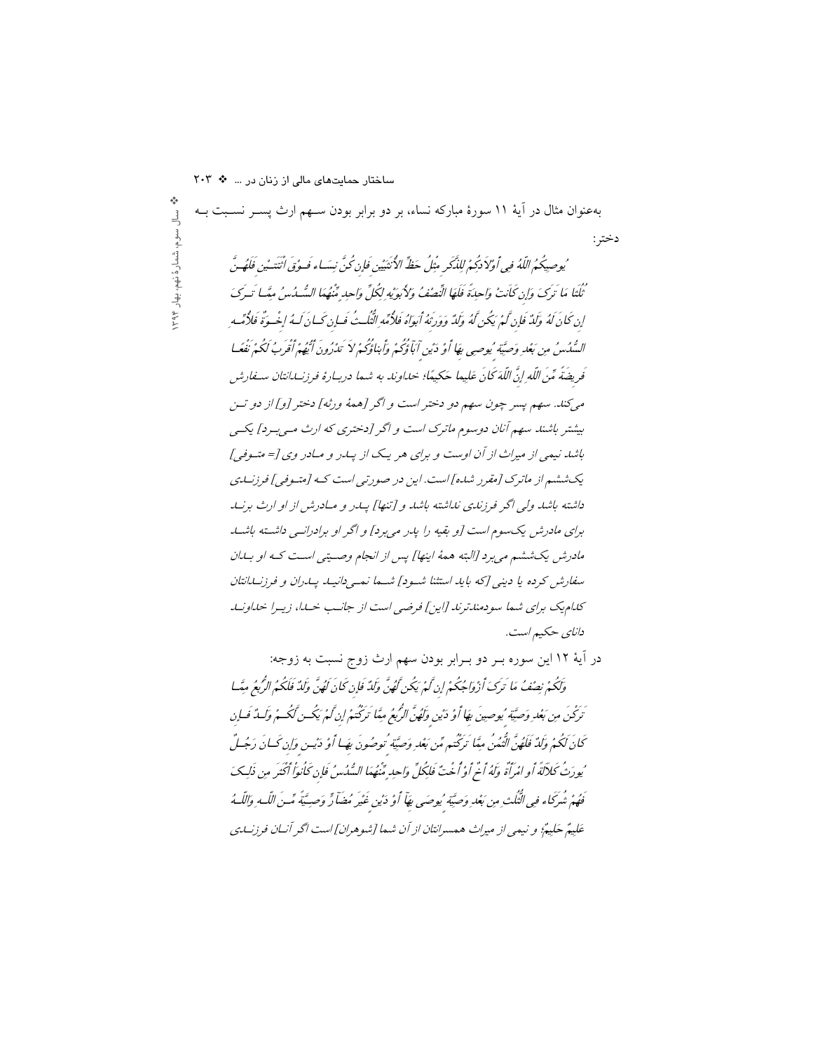به‌عنوان مثال در آیهٔ ۱۱ سورهٔ مبارکه نساء، بر دو برابر بودن سهم ارث پسر نسبت به دختر:

*یُوصِیکُمُ اللّهُ فِی أَوْلاَدِکُمْ لِلذَّکَرِ مِثْلُ حَظِّ الأُنثَیَیْنِ فَإِن کُنَّ نِسَاء فَوْقَ اثْنَتَیْنِ فَلَهُنَّ ثُلُثَا مَا تَرَکَ وَإِن کَانَتْ وَاحِدَةً فَلَهَا النِّصْفُ وَلأَبَوَیْهِ لِکُلِّ وَاحِدٍ مِّنْهُمَا السُّدُسُ مِمَّا تَرَکَ إِن کَانَ لَهُ وَلَدٌ فَإِن لَّمْ یَکُن لَّهُ وَلَدٌ وَوَرِثَهُ أَبَوَاهُ فَلأُمِّهِ الثُّلُثُ فَإِن کَانَ لَهُ إِخْوَةٌ فَلأُمِّهِ السُّدُسُ مِن بَعْدِ وَصِیَّةٍ یُوصِی بِهَا أَوْ دَیْنٍ آبَآؤُکُمْ وَأَبناؤُکُمْ لاَ تَدْرُونَ أَیُّهُمْ أَقْرَبُ لَکُمْ نَفْعاً فَرِیضَةً مِّنَ اللّهِ إِنَّ اللّهَ کَانَ عَلِیما حَکِیمًا؛ خداوند به شما دربارهٔ فرزندانتان سفارش می‌کند. سهم پسر چون سهم دو دختر است و اگر [همهٔ ورثه] دختر [و] از دو تن بیشتر باشند سهم آنان دوسوم ماترک است و اگر [دختری که ارث می‌برد] یکی باشد نیمی از میراث از آن اوست و برای هر یک از پدر و مادر وی [= متوفی] یک‌ششم از ماترک [مقرر شده] است. این در صورتی است که [متوفی] فرزندی داشته باشد ولی اگر فرزندی نداشته باشد و [تنها] پدر و مادرش از او ارث برند برای مادرش یک‌سوم است [و بقیه را پدر می‌برد] و اگر او برادرانی داشته باشد مادرش یک‌ششم می‌برد [البته همهٔ اینها] پس از انجام وصیتی است که او بدان سفارش کرده یا دینی [که باید استثنا شود] شما نمی‌دانید پدران و فرزندانتان کدام‌یک برای شما سودمندترند [این] فرضی است از جانب خدا، زیرا خداوند دانای حکیم است.*

در آیهٔ ۱۲ این سوره بر دو برابر بودن سهم ارث زوج نسبت به زوجه:

*وَلَکُمْ نِصْفُ مَا تَرَکَ أَزْوَاجُکُمْ إِن لَّمْ یَکُن لَّهُنَّ وَلَدٌ فَإِن کَانَ لَهُنَّ وَلَدٌ فَلَکُمُ الرُّبُعُ مِمَّا تَرَکْنَ مِن بَعْدِ وَصِیَّةٍ یُوصِینَ بِهَا أَوْ دَیْنٍ وَلَهُنَّ الرُّبُعُ مِمَّا تَرَکْتُمْ إِن لَّمْ یَکُن لَّکُمْ وَلَدٌ فَإِن کَانَ لَکُمْ وَلَدٌ فَلَهُنَّ الثُّمُنُ مِمَّا تَرَکْتُم مِّن بَعْدِ وَصِیَّةٍ تُوصُونَ بِهَا أَوْ دَیْنٍ وَإِن کَانَ رَجُلٌ یُورَثُ کَلاَلَةً أَو امْرَأَةٌ وَلَهُ أَخٌ أَوْ أُخْتٌ فَلِکُلِّ وَاحِدٍ مِّنْهُمَا السُّدُسُ فَإِن کَانُوَاْ أَکْثَرَ مِن ذَلِکَ فَهُمْ شُرَکَاء فِی الثُّلُثِ مِن بَعْدِ وَصِیَّةٍ یُوصَی بِهَآ أَوْ دَیْنٍ غَیْرَ مُضَآرٍّ وَصِیَّةً مِّنَ اللّهِ وَاللّهُ عَلِیمٌ حَلِیمٌ؛ و نیمی از میراث همسرانتان از آن شما [شوهران] است اگر آنان فرزندی*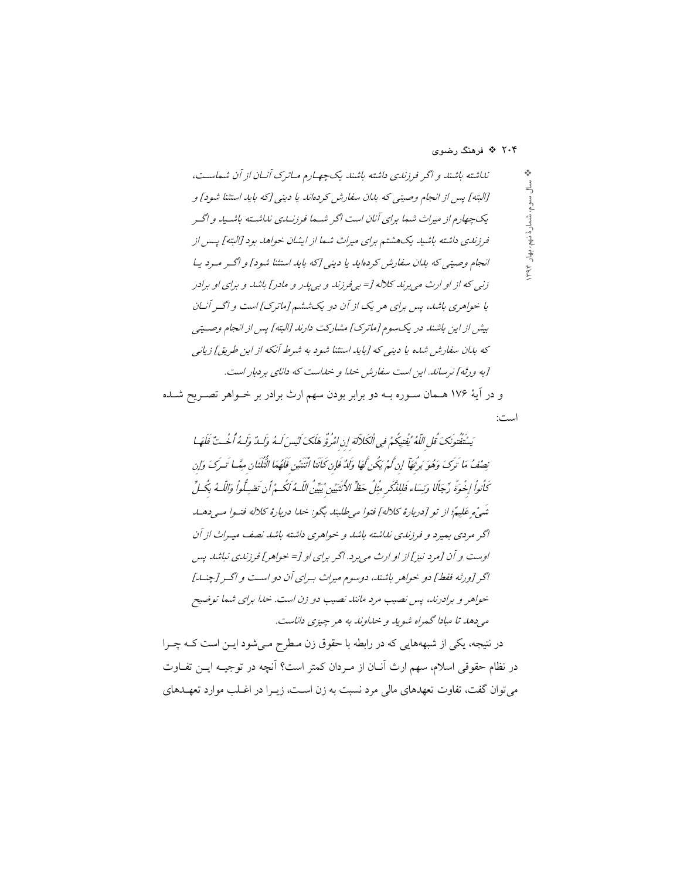*نداشته باشند و اگر فرزندی داشته باشند یک‌چهارم ماترک آنان از آن شماست، [البته] پس از انجام وصیتی که بدان سفارش کرده‌اند یا دینی [که باید استثنا شود] و یک‌چهارم از میراث شما برای آنان است اگر شما فرزندی نداشته باشید و اگر فرزندی داشته باشید یک‌هشتم برای میراث شما از ایشان خواهد بود [البته] پس از انجام وصیتی که بدان سفارش کرده‌اید یا دینی [که باید استثنا شود] و اگر مرد یا زنی که از او ارث می‌برند کلاله [= بی‌فرزند و بی‌پدر و مادر] باشد و برای او برادر یا خواهری باشد، پس برای هر یک از آن دو یک‌ششم [ماترک] است و اگر آنان بیش از این باشند در یک‌سوم [ماترک] مشارکت دارند [البته] پس از انجام وصیتی که بدان سفارش شده یا دینی که [باید استثنا شود به شرط آنکه از این طریق] زیانی [به ورثه] نرساند. این است سفارش خدا و خداست که دانای بردبار است.*

و در آیهٔ ۱۷۶ همان سوره به دو برابر بودن سهم ارث برادر بر خواهر تصریح شده است:

*يَسْتَفْتُونَكَ قُلِ اللَّهُ يُفْتِيكُمْ فِي الْكَلَالَةِ إِنِ امْرُؤٌ هَلَكَ لَيْسَ لَهُ وَلَدٌ وَلَهُ أُخْتٌ فَلَهَا نِصْفُ مَا تَرَكَ وَهُوَ يَرِثُهَا إِن لَّمْ يَكُن لَّهَا وَلَدٌ فَإِن كَانَتَا اثْنَتَيْنِ فَلَهُمَا الثُّلُثَانِ مِمَّا تَرَكَ وَإِن كَانُوا إِخْوَةً رِّجَالًا وَنِسَاءً فَلِلذَّكَرِ مِثْلُ حَظِّ الْأُنثَيَيْنِ يُبَيِّنُ اللَّهُ لَكُمْ أَن تَضِلُّوا وَاللَّهُ بِكُلِّ شَيْءٍ عَلِيمٌ؛ از تو [دربارهٔ کلاله] فتوا می‌طلبند بگو: خدا دربارهٔ کلاله فتوا می‌دهد اگر مردی بمیرد و فرزندی نداشته باشد و خواهری داشته باشد نصف میراث از آن اوست و آن [مرد نیز] از او ارث می‌برد. اگر برای او [= خواهر] فرزندی نباشد پس اگر [ورثه فقط] دو خواهر باشند، دوسوم میراث برای آن دو است و اگر [چند] خواهر و برادرند، پس نصیب مرد مانند نصیب دو زن است. خدا برای شما توضیح می‌دهد تا مبادا گمراه شوید و خداوند به هر چیزی داناست.*

در نتیجه، یکی از شبهه‌هایی که در رابطه با حقوق زن مطرح می‌شود این است که چرا در نظام حقوقی اسلام، سهم ارث آنان از مردان کمتر است؟ آنچه در توجیه این تفاوت می‌توان گفت، تفاوت تعهدهای مالی مرد نسبت به زن است، زیرا در اغلب موارد تعهدهای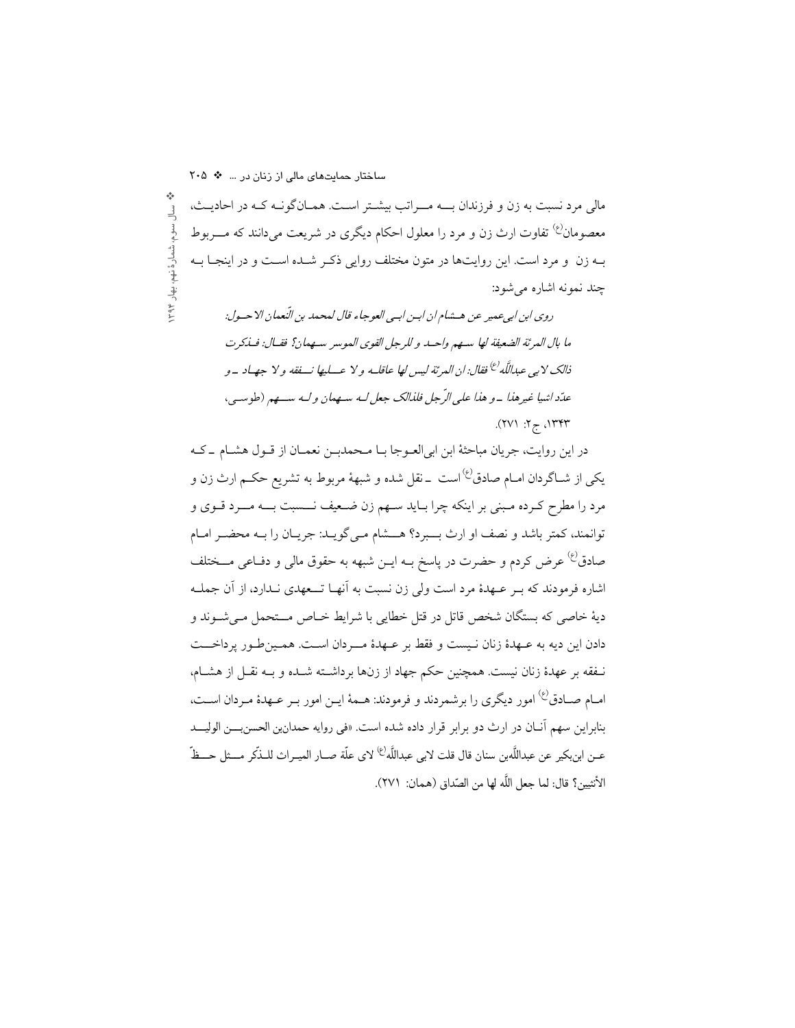مالی مرد نسبت به زن و فرزندان بــه مــراتب بیشتر اسـت. همـان‌گونـه کـه در احادیـث، معصومان(ع) تفاوت ارث زن و مرد را معلول احکام دیگری در شریعت می‌دانند که مــربوط بـه زن و مرد است. این روایت‌ها در متون مختلف روایی ذکـر شـده اسـت و در اینجـا بـه چند نمونه اشاره می‌شود:

*روی ابن ابی‌عمیر عن هـشام ان ابـن ابـی العوجاء قال لمحمد بن النّعمان الاحـول: ما بال المرئة الضعیفة لها سـهم واحـد و للرجل القوی الموسر سـهمان؟ فقـال: فـذکرت ذالک لابی عبدالله(ع) فقال: ان المرئة لیس لها عاقلـه و لا عـلیها نـفقه و لا جهـاد ــ و عدّد اشیا غیرهذا ــ و هذا علی الرّجل فلذالک جعل لـه سـهمان و لـه سـهم* (طوسـی، ۱۳۴۳، ج۲: ۲۷۱).

در این روایت، جریان مباحثهٔ ابن ابی‌العـوجا بـا مـحمدبـن نعمـان از قـول هشـام ــ کـه یکی از شـاگردان امـام صادق(ع) است ــ نقل شده و شبههٔ مربوط به تشریع حکـم ارث زن و مرد را مطرح کـرده مـبنی بر اینکه چرا بـاید سـهم زن ضـعیف نــسبت بــه مــرد قـوی و توانمند، کمتر باشد و نصف او ارث بــبرد؟ هــشام مـی‌گویـد: جریـان را بـه محضـر امـام صادق(ع) عرض کردم و حضرت در پاسخ بـه ایـن شبهه به حقوق مالی و دفـاعی مــختلف اشاره فرمودند که بـر عـهدهٔ مرد است ولی زن نسبت به آنهـا تــعهدی نـدارد، از آن جملـه دیهٔ خاصی که بستگان شخص قاتل در قتل خطایی با شرایط خـاص مــتحمل مـی‌شـوند و دادن این دیه به عـهدهٔ زنان نـیست و فقط بر عـهدهٔ مــردان اسـت. همـین‌طـور پرداخــت نـفقه بر عهدهٔ زنان نیست. همچنین حکم جهاد از زن‌ها برداشـته شـده و بـه نقـل از هشـام، امـام صـادق(ع) امور دیگری را برشمردند و فرمودند: هـمهٔ ایـن امور بـر عـهدهٔ مـردان اسـت، بنابراین سهم آنـان در ارث دو برابر قرار داده شده است. «فی روایه حمدان‌بن الحسن‌بـــن الولیـــد عــن ابن‌بکیر عن عبدالله‌بن سنان قال قلت لابی عبدالله(ع) لای علّة صـار المیـراث للـذّکر مــثل حــظّ الأنثیین؟ قال: لما جعل الله لها من الصّداق (همان: ۲۷۱).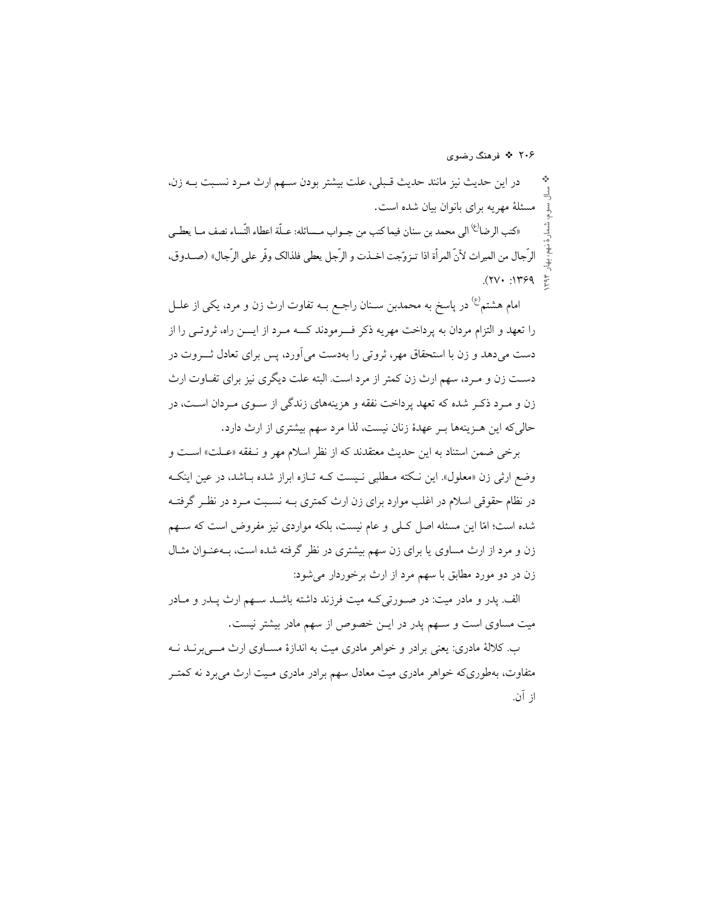در این حدیث نیز مانند حدیث قبلی، علت بیشتر بودن سهم ارث مرد نسبت به زن، مسئلهٔ مهریه برای بانوان بیان شده است.

«کتب الرضا(ع) الی محمد بن سنان فیما کتب من جواب مسائله: علّة اعطاء النّساء نصف ما یعطی الرّجال من المیراث لأنّ المرأة اذا تزوّجت اخذت و الرّجل یعطی فلذالک وفّر علی الرّجال» (صدوق، ۱۳۶۹: ۲۷۰).

امام هشتم(ع) در پاسخ به محمدبن سنان راجع به تفاوت ارث زن و مرد، یکی از علل را تعهد و التزام مردان به پرداخت مهریه ذکر فرمودند که مرد از این راه، ثروتی را از دست می‌دهد و زن با استحقاق مهر، ثروتی را به‌دست می‌آورد، پس برای تعادل ثروت در دست زن و مرد، سهم ارث زن کمتر از مرد است. البته علت دیگری نیز برای تفاوت ارث زن و مرد ذکر شده که تعهد پرداخت نفقه و هزینه‌های زندگی از سوی مردان است، در حالی‌که این هزینه‌ها بر عهدهٔ زنان نیست، لذا مرد سهم بیشتری از ارث دارد.

برخی ضمن استناد به این حدیث معتقدند که از نظر اسلام مهر و نفقه «علت» است و وضع ارثی زن «معلول». این نکته مطلبی نیست که تازه ابراز شده باشد، در عین اینکه در نظام حقوقی اسلام در اغلب موارد برای زن ارث کمتری به نسبت مرد در نظر گرفته شده است؛ امّا این مسئله اصل کلی و عام نیست، بلکه مواردی نیز مفروض است که سهم زن و مرد از ارث مساوی یا برای زن سهم بیشتری در نظر گرفته شده است، به‌عنوان مثال زن در دو مورد مطابق با سهم مرد از ارث برخوردار می‌شود:

الف. پدر و مادر میت: در صورتی‌که میت فرزند داشته باشد سهم ارث پدر و مادر میت مساوی است و سهم پدر در این خصوص از سهم مادر بیشتر نیست.

ب. کلالهٔ مادری: یعنی برادر و خواهر مادری میت به اندازهٔ مساوی ارث می‌برند نه متفاوت، به‌طوری‌که خواهر مادری میت معادل سهم برادر مادری میت ارث می‌برد نه کمتر از آن.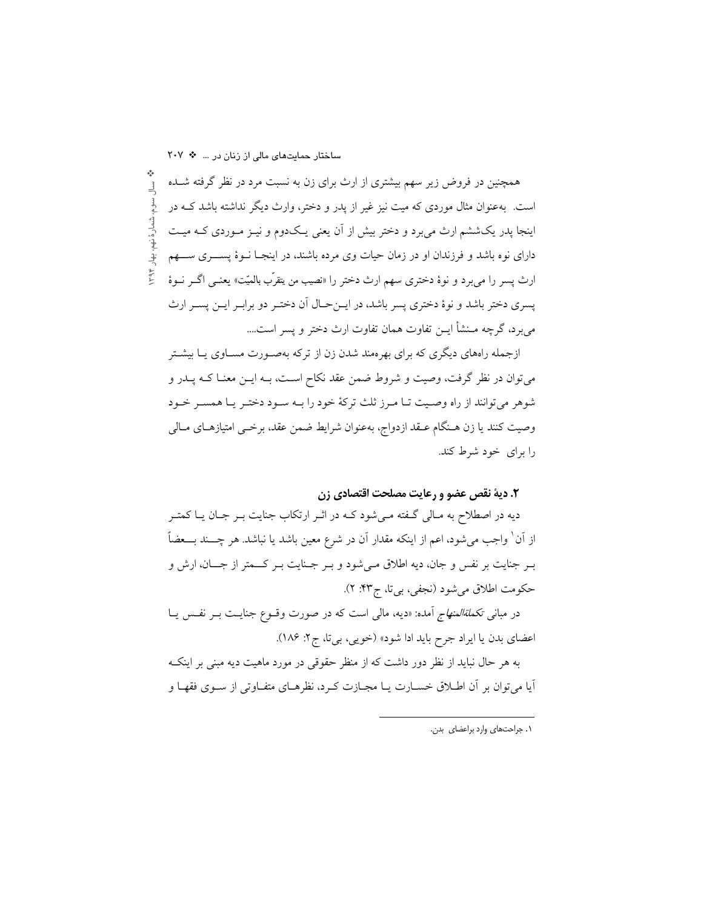همچنین در فروض زیر سهم بیشتری از ارث برای زن به نسبت مرد در نظر گرفته شـده است. به‌عنوان مثال موردی که میت نیز غیر از پدر و دختر، وارث دیگر نداشته باشد کـه در اینجا پدر یک‌ششم ارث می‌برد و دختر بیش از آن یعنی یـک‌دوم و نیـز مـوردی کـه میـت دارای نوه باشد و فرزندان او در زمان حیات وی مرده باشند، در اینجـا نـوۀ پســری ســهم ارث پسر را می‌برد و نوۀ دختری سهم ارث دختر را «نصیب من یتقرّب بالمیّت» یعنـی اگـر نـوۀ پسری دختر باشد و نوۀ دختری پسر باشد، در ایـن‌حـال آن دختـر دو برابـر ایـن پسـر ارث می‌برد، گرچه مـنشأ ایـن تفاوت همان تفاوت ارث دختر و پسر است....

ازجمله راه‌های دیگری که برای بهره‌مند شدن زن از ترکه به‌صـورت مسـاوی یـا بیشـتر می‌توان در نظر گرفت، وصیت و شروط ضمن عقد نکاح اسـت، بـه ایـن معنـا کـه پـدر و شوهر می‌توانند از راه وصـیت تـا مـرز ثلث ترکۀ خود را بـه سـود دختـر یـا همسـر خـود وصیت کنند یا زن هـنگام عـقد ازدواج، به‌عنوان شرایط ضمن عقد، برخـی امتیازهـای مـالی را برای خود شرط کند.

### ۲. دیۀ نقص عضو و رعایت مصلحت اقتصادی زن

دیه در اصطلاح به مـالی گـفته مـی‌شود کـه در اثـر ارتکاب جنایت بـر جـان یـا کمتـر از آن[۱] واجب می‌شود، اعم از اینکه مقدار آن در شرع معین باشد یا نباشد. هر چـند بـعضاً بـر جنایت بر نفس و جان، دیه اطلاق مـی‌شود و بـر جـنایت بـر کـمتر از جـان، ارش و حکومت اطلاق می‌شود (نجفی، بی‌تا، ج۴۳: ۲).

در مبانی *تکملةالمنهاج* آمده: «دیه، مالی است که در صورت وقـوع جنایـت بـر نفـس یـا اعضای بدن یا ایراد جرح باید ادا شود» (خویی، بی‌تا، ج۲: ۱۸۶).

به هر حال نباید از نظر دور داشت که از منظر حقوقی در مورد ماهیت دیه مبنی بر اینکـه آیا می‌توان بر آن اطـلاق خسـارت یـا مجـازت کـرد، نظرهـای متفـاوتی از سـوی فقهـا و

---

۱. جراحت‌های وارد براعضای بدن.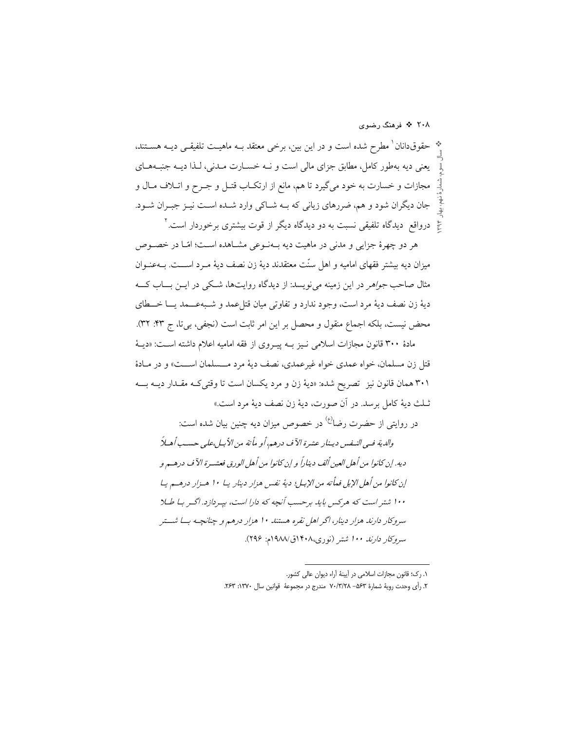حقوق‌دانان[1] مطرح شده است و در این بین، برخی معتقد بـه ماهیـت تلفیقـی دیـه هسـتند، یعنی دیه به‌طور کامل، مطابق جزای مالی است و نـه خسـارت مـدنی، لـذا دیـه جنبـه‌هـای مجازات و خسارت به خود می‌گیرد تا هم، مانع از ارتکـاب قتـل و جـرح و اتـلاف مـال و جان دیگران شود و هم، ضررهای زیانی که بـه شـاکی وارد شـده اسـت نیـز جبـران شـود. درواقع دیدگاه تلفیقی نسبت به دو دیدگاه دیگر از قوت بیشتری برخوردار است.[2]

هر دو چهرۀ جزایی و مدنی در ماهیت دیه بـه‌نـوعی مشـاهده اسـت؛ امّا در خصـوص میزان دیه بیشتر فقهای امامیه و اهل سنّت معتقدند دیۀ زن نصف دیۀ مـرد اسـت. بـه‌عنـوان مثال صاحب *جواهر* در این زمینه می‌نویسد: از دیدگاه روایت‌ها، شـکی در ایـن بـاب کـه دیۀ زن نصف دیۀ مرد است، وجود ندارد و تفاوتی میان قتل‌عمد و شـبه‌عـمد یـا خـطای محض نیست، بلکه اجماع منقول و محصل بر این امر ثابت است (نجفی، بی‌تا، ج ۴۳: ۳۲).

مادۀ ۳۰۰ قانون مجازات اسلامی نـیز بـه پیـروی از فقه امامیه اعلام داشته اسـت: «دیـۀ قتل زن مسلمان، خواه عمدی خواه غیرعمدی، نصف دیۀ مرد مـسلمان اسـت» و در مـادۀ ۳۰۱ همان قانون نیز تصریح شده: «دیۀ زن و مرد یکسان است تا وقتی‌کـه مقـدار دیـه بـه ثـلث دیۀ کامل برسد. در آن صورت، دیۀ زن نصف دیۀ مرد است.»

در روایتی از حضرت رضا(ع) در خصوص میزان دیه چنین بیان شده است:

> *والدية فـي النـفس ديـنار عشرة آلاف درهم، أو مأتة من الأبـل،على حسـب أهـلاً ديه. إن كانوا من أهل العين ألف ديناراً و إن كانوا من أهل الورق فعشـرة آلاف درهـم و إن كانوا من أهل الإبل فمأته من الإبـل؛ دیۀ نفس هزار دینار یـا ۱۰ هـزار درهـم یـا ۱۰۰ شتر است که هرکس باید برحسب آنچه که دارا است، بپـردازد. اگـر بـا طـلا سروکار دارند هزار دینار، اگر اهل نقره هستند ۱۰ هزار درهم و چنانچـه بـا شـتر سروکار دارند ۱۰۰ شتر* (نوری،۱۴۰۸ق/۱۹۸۸م: ۲۹۶).

---

۱. رک؛ قانون مجازات اسلامی در آیینۀ آراء دیوان عالی کشور.

۲. رأی وحدت رویۀ شمارۀ ۵۶۳– ۷۰/۳/۲۸ مندرج در مجموعۀ قوانین سال ۱۳۷۰: ۲۶۳.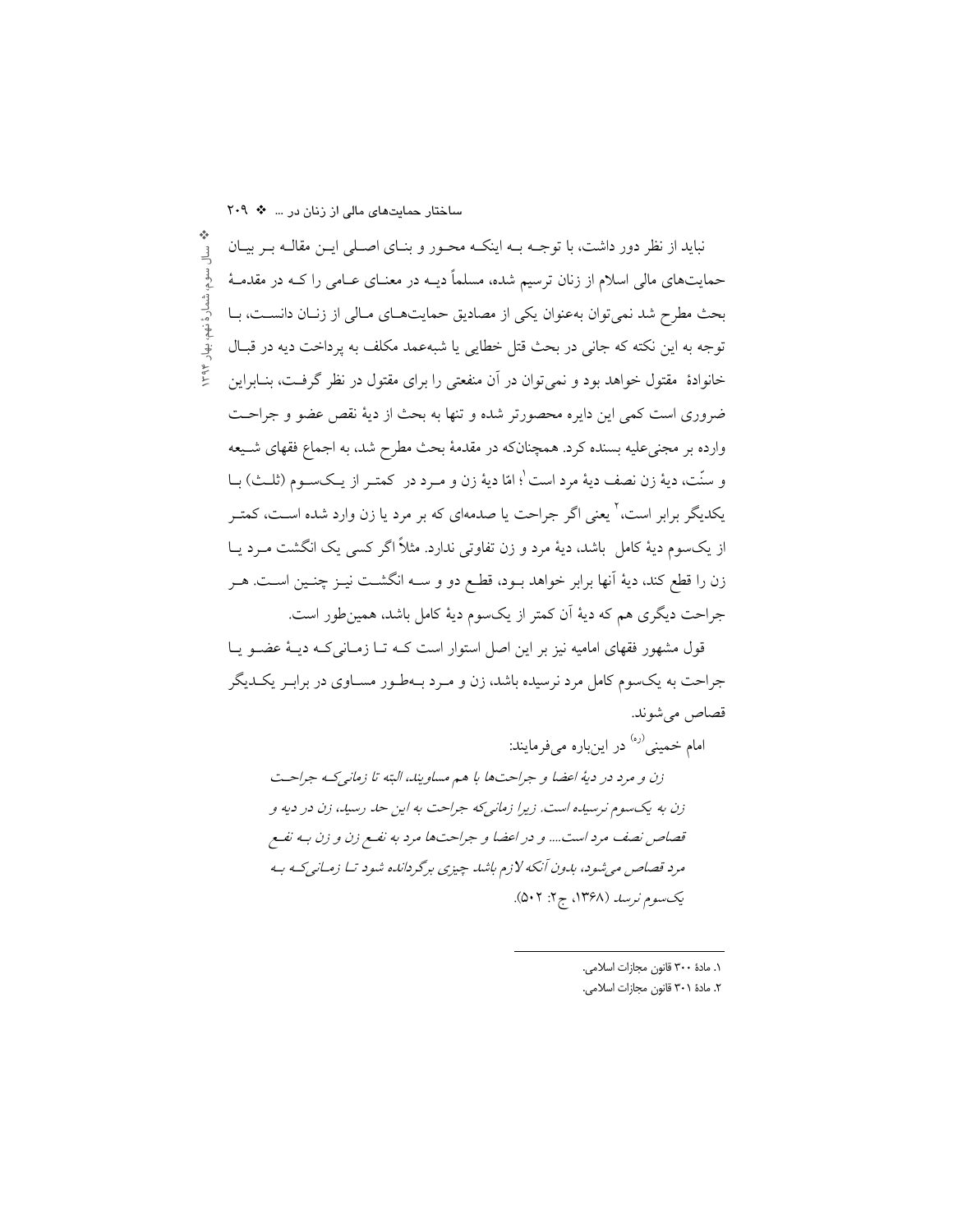نباید از نظر دور داشت، با توجه به اینکه محور و بنای اصلی این مقاله بر بیان حمایت‌های مالی اسلام از زنان ترسیم شده، مسلماً دیه در معنای عامی را که در مقدمهٔ بحث مطرح شد نمی‌توان به‌عنوان یکی از مصادیق حمایت‌های مالی از زنان دانست، با توجه به این نکته که جانی در بحث قتل خطایی یا شبه‌عمد مکلف به پرداخت دیه در قبال خانوادهٔ مقتول خواهد بود و نمی‌توان در آن منفعتی را برای مقتول در نظر گرفت، بنابراین ضروری است کمی این دایره محصورتر شده و تنها به بحث از دیهٔ نقص عضو و جراحت وارده بر مجنی‌علیه بسنده کرد. همچنان‌که در مقدمهٔ بحث مطرح شد، به اجماع فقهای شیعه و سنّت، دیهٔ زن نصف دیهٔ مرد است[1]؛ امّا دیهٔ زن و مرد در کمتر از یک‌سوم (ثلث) با یکدیگر برابر است،[2] یعنی اگر جراحت یا صدمه‌ای که بر مرد یا زن وارد شده است، کمتر از یک‌سوم دیهٔ کامل باشد، دیهٔ مرد و زن تفاوتی ندارد. مثلاً اگر کسی یک انگشت مرد یا زن را قطع کند، دیهٔ آنها برابر خواهد بود، قطع دو و سه انگشت نیز چنین است. هر جراحت دیگری هم که دیهٔ آن کمتر از یک‌سوم دیهٔ کامل باشد، همین‌طور است.

قول مشهور فقهای امامیه نیز بر این اصل استوار است که تا زمانی‌که دیهٔ عضو یا جراحت به یک‌سوم کامل مرد نرسیده باشد، زن و مرد به‌طور مساوی در برابر یکدیگر قصاص می‌شوند.

امام خمینی (ره) در این‌باره می‌فرمایند:

> *زن و مرد در دیهٔ اعضا و جراحت‌ها با هم مساویند، البته تا زمانی‌که جراحت زن به یک‌سوم نرسیده است. زیرا زمانی‌که جراحت به این حد رسید، زن در دیه و قصاص نصف مرد است.... و در اعضا و جراحت‌ها مرد به نفع زن و زن به نفع مرد قصاص می‌شود، بدون آنکه لازم باشد چیزی برگردانده شود تا زمانی‌که به یک‌سوم نرسد* (۱۳۶۸، ج۲: ۵۰۲).

---

۱. مادهٔ ۳۰۰ قانون مجازات اسلامی.

۲. مادهٔ ۳۰۱ قانون مجازات اسلامی.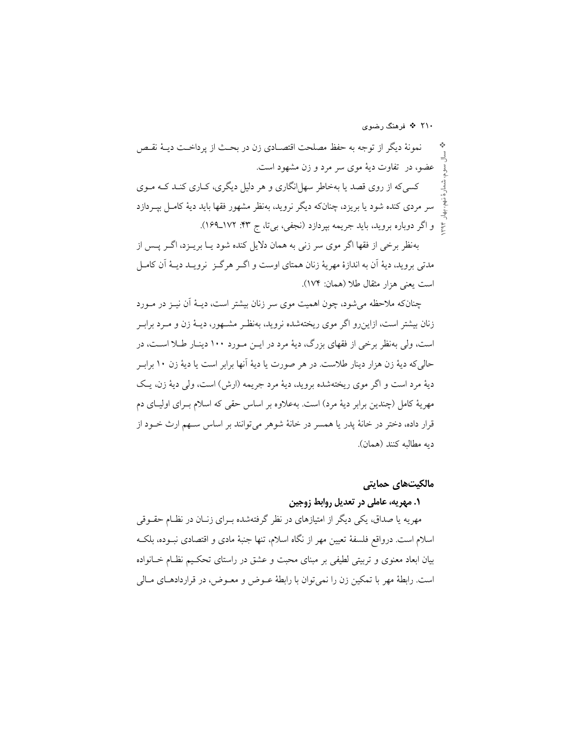نمونهٔ دیگر از توجه به حفظ مصلحت اقتصادی زن در بحث از پرداخت دیهٔ نقص عضو، در تفاوت دیهٔ موی سر مرد و زن مشهود است.

کسی‌که از روی قصد یا به‌خاطر سهل‌انگاری و هر دلیل دیگری، کاری کند که موی سر مردی کنده شود یا بریزد، چنان‌که دیگر نروید، به‌نظر مشهور فقها باید دیهٔ کامل بپردازد و اگر دوباره بروید، باید جریمه بپردازد (نجفی، بی‌تا، ج ۴۳: ۱۷۲ـ۱۶۹).

به‌نظر برخی از فقها اگر موی سر زنی به همان دلایل کنده شود یا بریزد، اگر پس از مدتی بروید، دیهٔ آن به اندازهٔ مهریهٔ زنان همتای اوست و اگر هرگز نروید دیهٔ آن کامل است یعنی هزار مثقال طلا (همان: ۱۷۴).

چنان‌که ملاحظه می‌شود، چون اهمیت موی سر زنان بیشتر است، دیهٔ آن نیز در مورد زنان بیشتر است، ازاین‌رو اگر موی ریخته‌شده نروید، به‌نظر مشهور، دیهٔ زن و مرد برابر است، ولی به‌نظر برخی از فقهای بزرگ، دیهٔ مرد در این مورد ۱۰۰ دینار طلا است، در حالی‌که دیهٔ زن هزار دینار طلاست. در هر صورت یا دیهٔ آنها برابر است یا دیهٔ زن ۱۰ برابر دیهٔ مرد است و اگر موی ریخته‌شده بروید، دیهٔ مرد جریمه (ارش) است، ولی دیهٔ زن، یک مهریهٔ کامل (چندین برابر دیهٔ مرد) است. به‌علاوه بر اساس حقی که اسلام برای اولیای دم قرار داده، دختر در خانهٔ پدر یا همسر در خانهٔ شوهر می‌توانند بر اساس سهم ارث خود از دیه مطالبه کنند (همان).

## مالکیت‌های حمایتی

### ۱. مهریه، عاملی در تعدیل روابط زوجین

مهریه یا صداق، یکی دیگر از امتیازهای در نظر گرفته‌شده برای زنان در نظام حقوقی اسلام است. درواقع فلسفهٔ تعیین مهر از نگاه اسلام، تنها جنبهٔ مادی و اقتصادی نبوده، بلکه بیان ابعاد معنوی و تربیتی لطیفی بر مبنای محبت و عشق در راستای تحکیم نظام خانواده است. رابطهٔ مهر با تمکین زن را نمی‌توان با رابطهٔ عوض و معوض، در قراردادهای مالی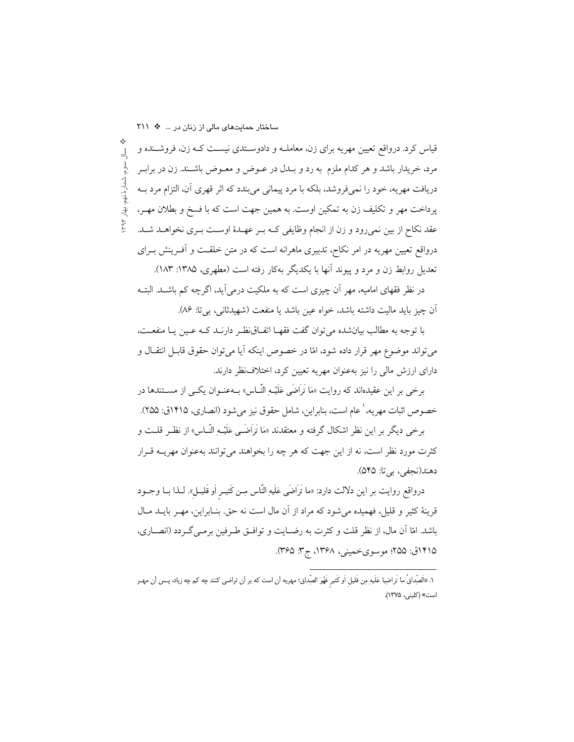قیاس کرد. درواقع تعیین مهریه برای زن، معامله و دادوستدی نیست که زن، فروشنده و مرد، خریدار باشد و هر کدام ملزم به رد و بدل در عوض و معوض باشند. زن در برابر دریافت مهریه، خود را نمی‌فروشد، بلکه با مرد پیمانی می‌بندد که اثر قهری آن، التزام مرد به پرداخت مهر و تکلیف زن به تمکین اوست. به همین جهت است که با فسخ و بطلان مهر، عقد نکاح از بین نمی‌رود و زن از انجام وظایفی که بر عهدهٔ اوست بری نخواهد شد. درواقع تعیین مهریه در امر نکاح، تدبیری ماهرانه است که در متن خلقت و آفرینش برای تعدیل روابط زن و مرد و پیوند آنها با یکدیگر به‌کار رفته است (مطهری، ۱۳۸۵: ۱۸۳).

در نظر فقهای امامیه، مهر آن چیزی است که به ملکیت درمی‌آید، اگرچه کم باشد. البته آن چیز باید مالیت داشته باشد، خواه عین باشد یا منفعت (شهیدثانی، بی‌تا: ۸۶).

با توجه به مطالب بیان‌شده می‌توان گفت فقها اتفاق‌نظر دارند که عین یا منفعت، می‌تواند موضوع مهر قرار داده شود، امّا در خصوص اینکه آیا می‌توان حقوق قابل انتقال و دارای ارزش مالی را نیز به‌عنوان مهریه تعیین کرد، اختلاف‌نظر دارند.

برخی بر این عقیده‌اند که روایت «مَا تَرَاضَی عَلَیْهِ النَّاس» به‌عنوان یکی از مستندها در خصوص اثبات مهریه،[1] عام است، بنابراین، شامل حقوق نیز می‌شود (انصاری، ۱۴۱۵ق: ۲۵۵).

برخی دیگر بر این نظر اشکال گرفته و معتقدند «مَا تَرَاضَی عَلَیْهِ النَّاس» از نظر قلت و کثرت مورد نظر است، نه از این جهت که هر چه را بخواهند می‌توانند به‌عنوان مهریه قرار دهند(نجفی، بی‌تا: ۵۴۵).

درواقع روایت بر این دلالت دارد: «ما تَرَاضَی عَلَیهِ النّاس مِن کَثیرٍ اَو قَلیلٍ». لذا با وجود قرینهٔ کثیر و قلیل، فهمیده می‌شود که مراد از آن مال است نه حق. بنابراین، مهر باید مال باشد. امّا آن مال، از نظر قلت و کثرت به رضایت و توافق طرفین برمی‌گردد (انصاری، ۱۴۱۵ق: ۲۵۵؛ موسوی‌خمینی، ۱۳۶۸، ج۳: ۳۶۵).

---

۱. «اَلصَّداقُ ما تَراضیا عَلَیهِ مِن قَلیلٍ اَو کَثیرٍ فَهُوَ الصِّداق؛ مهریه آن است که بر آن تراضی کنند چه کم چه زیاد، پس آن مهر است» (کلینی، ۱۳۷۵).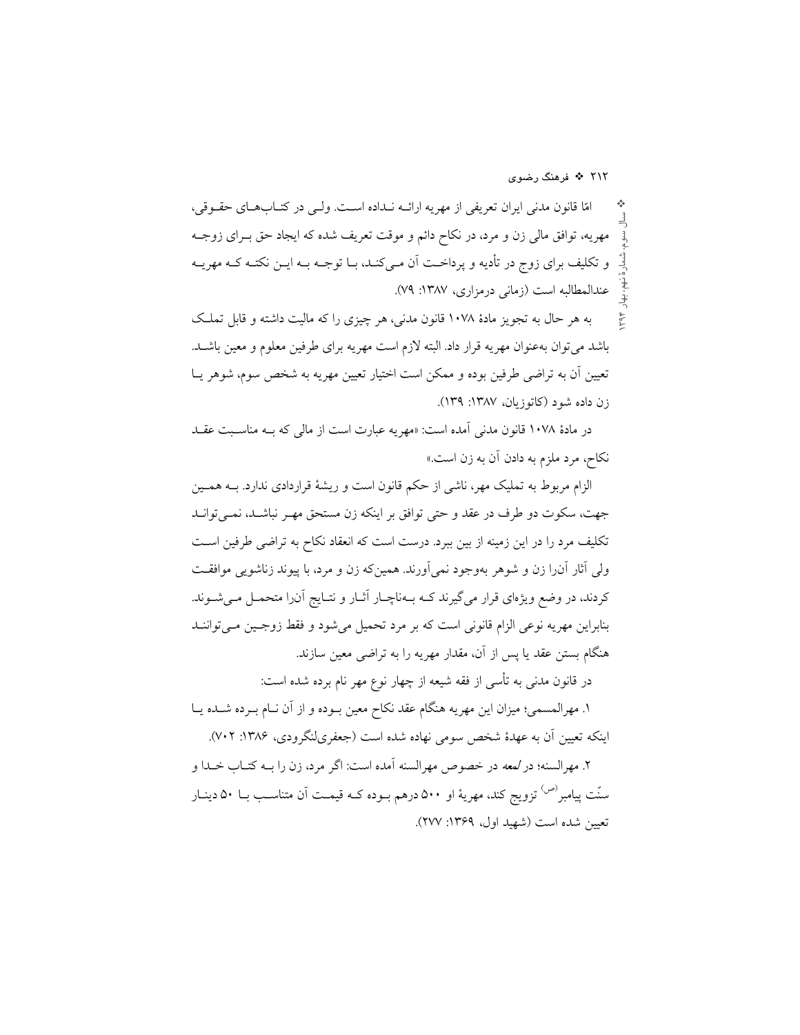امّا قانون مدنی ایران تعریفی از مهریه ارائـه نـداده اسـت. ولـی در کتـاب‌هـای حقـوقی، مهریه، توافق مالی زن و مرد، در نکاح دائم و موقت تعریف شده که ایجاد حق بـرای زوجـه و تکلیف برای زوج در تأدیه و پرداخـت آن مـی‌کنـد، بـا توجـه بـه ایـن نکتـه کـه مهریـه عندالمطالبه است (زمانی درمزاری، ۱۳۸۷: ۷۹).

به هر حال به تجویز مادهٔ ۱۰۷۸ قانون مدنی، هر چیزی را که مالیت داشته و قابل تملـک باشد می‌توان به‌عنوان مهریه قرار داد. البته لازم است مهریه برای طرفین معلوم و معین باشـد. تعیین آن به تراضی طرفین بوده و ممکن است اختیار تعیین مهریه به شخص سوم، شوهر یـا زن داده شود (کاتوزیان، ۱۳۸۷: ۱۳۹).

در مادهٔ ۱۰۷۸ قانون مدنی آمده است: «مهریه عبارت است از مالی که بـه مناسـبت عقـد نکاح، مرد ملزم به دادن آن به زن است.»

الزام مربوط به تملیک مهر، ناشی از حکم قانون است و ریشهٔ قراردادی ندارد. بـه همـین جهت، سکوت دو طرف در عقد و حتی توافق بر اینکه زن مستحق مهـر نباشـد، نمـی‌توانـد تکلیف مرد را در این زمینه از بین ببرد. درست است که انعقاد نکاح به تراضی طرفین اسـت ولی آثار آن‌را زن و شوهر به‌وجود نمی‌آورند. همین‌که زن و مرد، با پیوند زناشویی موافقـت کردند، در وضع ویژه‌ای قرار می‌گیرند کـه بـه‌ناچـار آثـار و نتـایج آن‌را متحمـل مـی‌شـوند. بنابراین مهریه نوعی الزام قانونی است که بر مرد تحمیل می‌شود و فقط زوجـین مـی‌تواننـد هنگام بستن عقد یا پس از آن، مقدار مهریه را به تراضی معین سازند.

در قانون مدنی به تأسی از فقه شیعه از چهار نوع مهر نام برده شده است:

۱. مهرالمسمی؛ میزان این مهریه هنگام عقد نکاح معین بـوده و از آن نـام بـرده شـده یـا اینکه تعیین آن به عهدهٔ شخص سومی نهاده شده است (جعفری‌لنگرودی، ۱۳۸۶: ۷۰۲).

۲. مهرالسنه؛ در *لمعه* در خصوص مهرالسنه آمده است: اگر مرد، زن را بـه کتـاب خـدا و سنّت پیامبر(ص) تزویج کند، مهریهٔ او ۵۰۰ درهم بـوده کـه قیمـت آن متناسـب بـا ۵۰ دینـار تعیین شده است (شهید اول، ۱۳۶۹: ۲۷۷).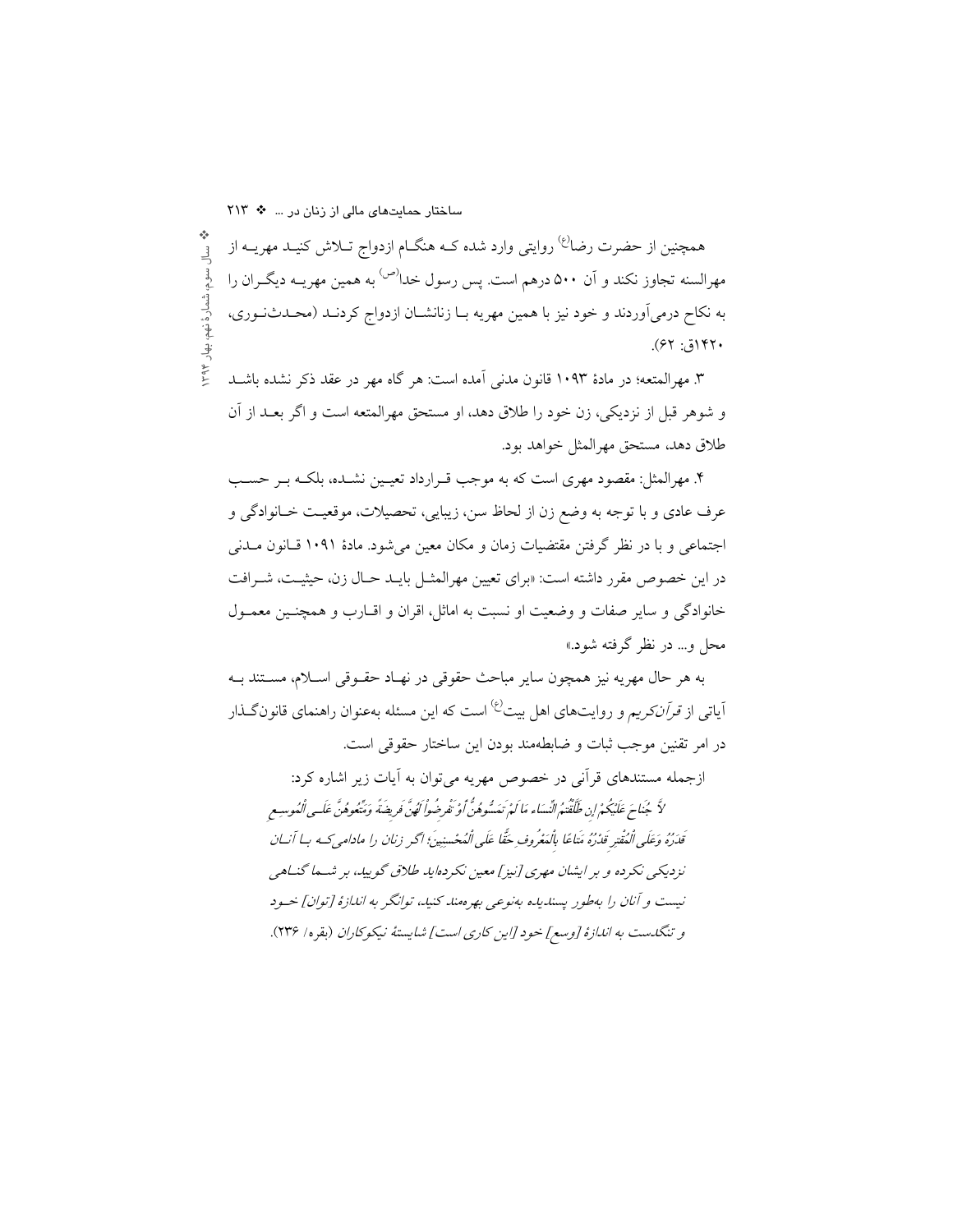همچنین از حضرت رضا(ع) روایتی وارد شده کـه هنگـام ازدواج تـلاش کنیـد مهریـه از مهرالسنه تجاوز نکند و آن ۵۰۰ درهم است. پس رسول خدا(ص) به همین مهریـه دیگـران را به نکاح درمی‌آوردند و خود نیز با همین مهریه بـا زنانشـان ازدواج کردنـد (محـدث‌نـوری، ۱۴۲۰ق: ۶۲).

۳. مهرالمتعه؛ در مادهٔ ۱۰۹۳ قانون مدنی آمده است: هر گاه مهر در عقد ذکر نشده باشـد و شوهر قبل از نزدیکی، زن خود را طلاق دهد، او مستحق مهرالمتعه است و اگر بعـد از آن طلاق دهد، مستحق مهرالمثل خواهد بود.

۴. مهرالمثل: مقصود مهری است که به موجب قـرارداد تعیـین نشـده، بلکـه بـر حسـب عرف عادی و با توجه به وضع زن از لحاظ سن، زیبایی، تحصیلات، موقعیـت خـانوادگی و اجتماعی و با در نظر گرفتن مقتضیات زمان و مکان معین می‌شود. مادهٔ ۱۰۹۱ قـانون مـدنی در این خصوص مقرر داشته است: «برای تعیین مهرالمثـل بایـد حـال زن، حیثیـت، شـرافت خانوادگی و سایر صفات و وضعیت او نسبت به امثال، اقران و اقـارب و همچنـین معمـول محل و... در نظر گرفته شود.»

به هر حال مهریه نیز همچون سایر مباحث حقوقی در نهـاد حقـوقی اسـلام، مسـتند بـه آیاتی از *قرآن‌کریم* و روایت‌های اهل بیت(ع) است که این مسئله به‌عنوان راهنمای قانون‌گـذار در امر تقنین موجب ثبات و ضابطه‌مند بودن این ساختار حقوقی است.

ازجمله مستندهای قرآنی در خصوص مهریه می‌توان به آیات زیر اشاره کرد:

*لَّا جُنَاحَ عَلَيْكُمْ إِن طَلَّقْتُمُ النِّسَاءَ مَا لَمْ تَمَسُّوهُنَّ أَوْ تَفْرِضُوا لَهُنَّ فَرِيضَةً وَمَتِّعُوهُنَّ عَلَى الْمُوسِعِ قَدَرُهُ وَعَلَى الْمُقْتِرِ قَدَرُهُ مَتَاعًا بِالْمَعْرُوفِ حَقًّا عَلَى الْمُحْسِنِينَ؛ اگر زنان را مادامی‌کـه بـا آنـان نزدیکی نکرده و بر ایشان مهری [نیز] معین نکرده‌اید طلاق گویید، بر شـما گنـاهی نیست و آنان را به‌طور پسندیده به‌نوعی بهره‌مند کنید، توانگر به اندازهٔ [توان] خـود و تنگدست به اندازهٔ [وسع] خود [این کاری است] شایستهٔ نیکوکاران (بقره/ ۲۳۶).*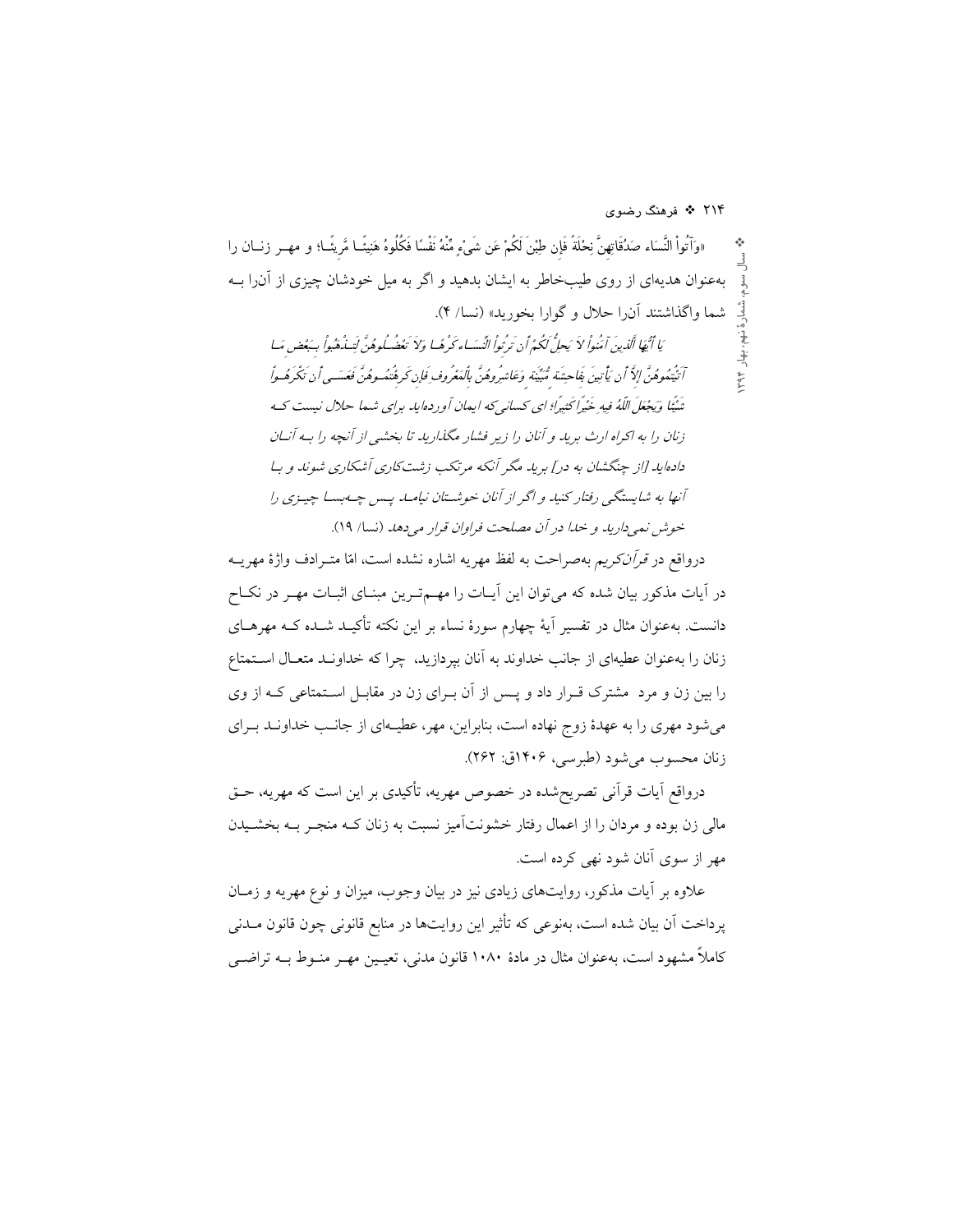«وَآتُواْ النَّسَاء صَدُقَاتِهِنَّ نِحْلَةً فَإِن طِبْنَ لَكُمْ عَن شَيْءٍ مِّنْهُ نَفْسًا فَكُلُوهُ هَنِيئًا مَّرِيئًا؛ و مهر زنان را به‌عنوان هدیه‌ای از روی طیب‌خاطر به ایشان بدهید و اگر به میل خودشان چیزی از آن‌را به شما واگذاشتند آن‌را حلال و گوارا بخورید» (نسا/ ۴).

*یَا أَیُّهَا الَّذِینَ آمَنُواْ لاَ یَحِلُّ لَکُمْ أَن تَرِثُواْ النِّسَاء کَرْهًا وَلاَ تَعْضُلُوهُنَّ لِتَذْهَبُواْ بِبَعْضِ مَا آتَیْتُمُوهُنَّ إِلاَّ أَن یَأْتِینَ بِفَاحِشَةٍ مُّبَیِّنَةٍ وَعَاشِرُوهُنَّ بِالْمَعْرُوفِ فَإِن کَرِهْتُمُوهُنَّ فَعَسَی أَن تَکْرَهُواْ شَیْئًا وَیَجْعَلَ اللّهُ فِیهِ خَیْرًا کَثِیرًا؛ ای کسانی‌که ایمان آورده‌اید برای شما حلال نیست که زنان را به اکراه ارث برید و آنان را زیر فشار مگذارید تا بخشی از آنچه را به آنان داده‌اید [از چنگشان به در] برید مگر آنکه مرتکب زشت‌کاری آشکاری شوند و با آنها به شایستگی رفتار کنید و اگر از آنان خوشتان نیامد پس چه‌بسا چیزی را خوش نمی‌دارید و خدا در آن مصلحت فراوان قرار می‌دهد (نسا/ ۱۹).*

درواقع در *قرآن‌کریم* به‌صراحت به لفظ مهریه اشاره نشده است، امّا مترادف واژهٔ مهریه در آیات مذکور بیان شده که می‌توان این آیات را مهم‌ترین مبنای اثبات مهر در نکاح دانست. به‌عنوان مثال در تفسیر آیهٔ چهارم سورهٔ نساء بر این نکته تأکید شده که مهرهای زنان را به‌عنوان عطیه‌ای از جانب خداوند به آنان بپردازید، چرا که خداوند متعال استمتاع را بین زن و مرد مشترک قرار داد و پس از آن برای زن در مقابل استمتاعی که از وی می‌شود مهری را به عهدهٔ زوج نهاده است، بنابراین، مهر، عطیه‌ای از جانب خداوند برای زنان محسوب می‌شود (طبرسی، ۱۴۰۶ق: ۲۶۲).

درواقع آیات قرآنی تصریح‌شده در خصوص مهریه، تأکیدی بر این است که مهریه، حق مالی زن بوده و مردان را از اعمال رفتار خشونت‌آمیز نسبت به زنان که منجر به بخشیدن مهر از سوی آنان شود نهی کرده است.

علاوه بر آیات مذکور، روایت‌های زیادی نیز در بیان وجوب، میزان و نوع مهریه و زمان پرداخت آن بیان شده است، به‌نوعی که تأثیر این روایت‌ها در منابع قانونی چون قانون مدنی کاملاً مشهود است، به‌عنوان مثال در مادهٔ ۱۰۸۰ قانون مدنی، تعیین مهر منوط به تراضی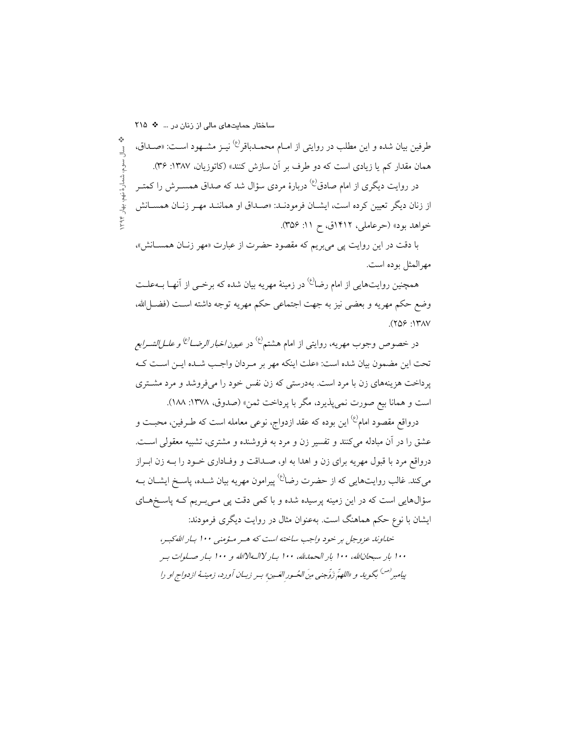طرفین بیان شده و این مطلب در روایتی از امام محمدباقر(ع) نیز مشهود است: «صداق، همان مقدار کم یا زیادی است که دو طرف بر آن سازش کنند» (کاتوزیان، ۱۳۸۷: ۳۶).

در روایت دیگری از امام صادق(ع) دربارهٔ مردی سؤال شد که صداق همسرش را کمتر از زنان دیگر تعیین کرده است، ایشان فرمودند: «صداق او همانند مهر زنان همسانش خواهد بود» (حرعاملی، ۱۴۱۲ق، ح ۱۱: ۳۵۶).

با دقت در این روایت پی می‌بریم که مقصود حضرت از عبارت «مهر زنان همسانش»، مهرالمثل بوده است.

همچنین روایت‌هایی از امام رضا(ع) در زمینهٔ مهریه بیان شده که برخی از آنها بهعلت وضع حکم مهریه و بعضی نیز به جهت اجتماعی حکم مهریه توجه داشته است (فضل‌الله، ۱۳۸۷: ۲۵۶).

در خصوص وجوب مهریه، روایتی از امام هشتم(ع) در *عیون اخبار الرضا*(ع) و *علل الشرایع* تحت این مضمون بیان شده است: «علت اینکه مهر بر مردان واجب شده این است که پرداخت هزینه‌های زن با مرد است. بهدرستی که زن نفس خود را می‌فروشد و مرد مشتری است و همانا بیع صورت نمی‌پذیرد، مگر با پرداخت ثمن» (صدوق، ۱۳۷۸: ۱۸۸).

درواقع مقصود امام(ع) این بوده که عقد ازدواج، نوعی معامله است که طرفین، محبت و عشق را در آن مبادله می‌کنند و تفسیر زن و مرد به فروشنده و مشتری، تشبیه معقولی است. درواقع مرد با قبول مهریه برای زن و اهدا به او، صداقت و وفاداری خود را به زن ابراز می‌کند. غالب روایت‌هایی که از حضرت رضا(ع) پیرامون مهریه بیان شده، پاسخ ایشان به سؤال‌هایی است که در این زمینه پرسیده شده و با کمی دقت پی می‌بریم که پاسخ‌های ایشان با نوع حکم هماهنگ است. به‌عنوان مثال در روایت دیگری فرمودند:

> *خداوند عزوجل بر خود واجب ساخته است که هر مؤمنی ۱۰۰ بار الله‌کبر، ۱۰۰ بار سبحان‌الله، ۱۰۰ بار الحمدلله، ۱۰۰ بار لاالهالاالله و ۱۰۰ بار صلوات بر پیامبر(ص) بگوید و «اللهمَّ زَوِّجنی مِنَ الحُورِ العِین» بر زبان آورد، زمینهٔ ازدواج او را*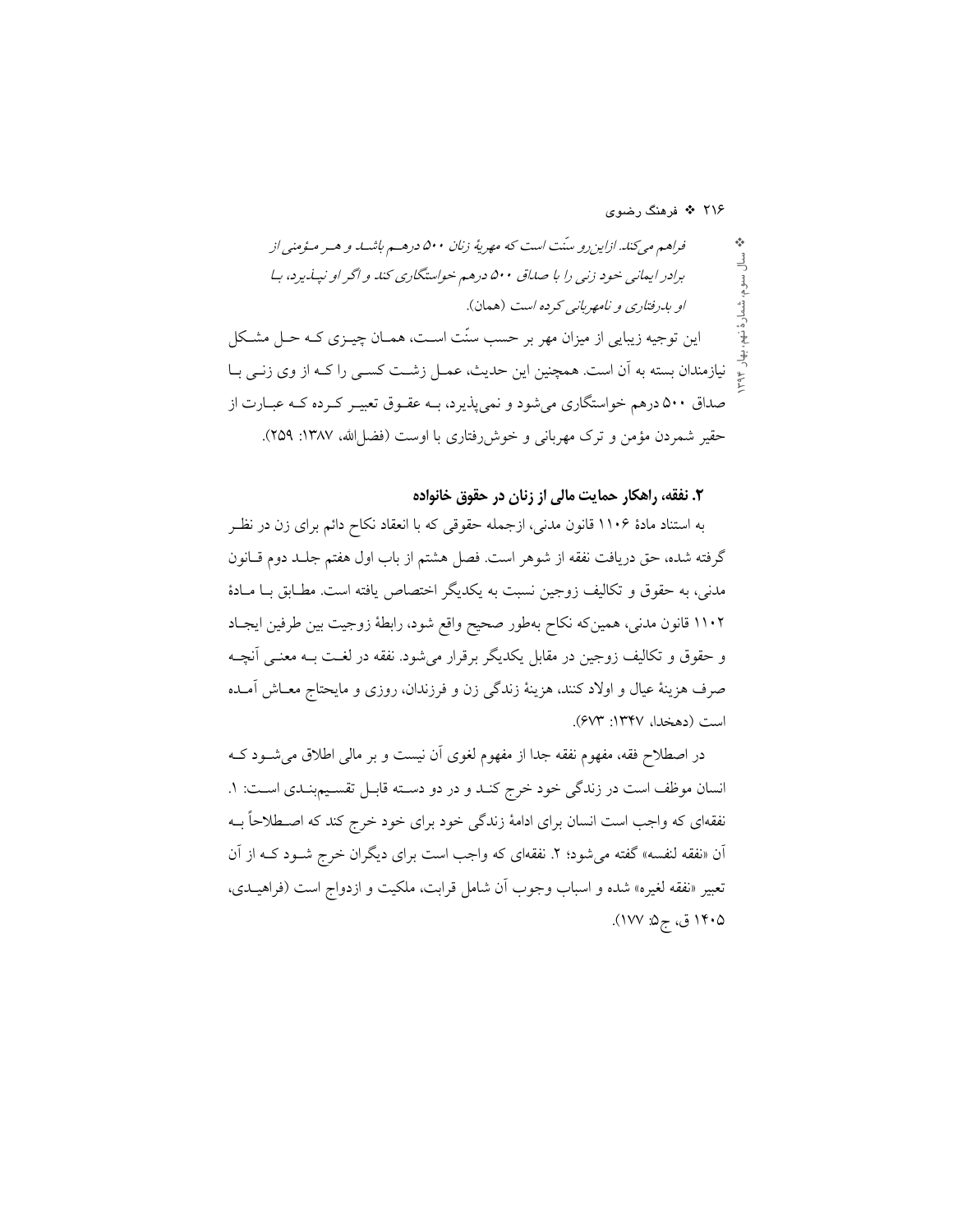*فراهم می‌کند. ازاین‌رو سنّت است که مهریهٔ زنان ۵۰۰ درهم باشد و هر مؤمنی از برادر ایمانی خود زنی را با صداق ۵۰۰ درهم خواستگاری کند و اگر او نپذیرد، با او بدرفتاری و نامهربانی کرده است* (همان).

این توجیه زیبایی از میزان مهر بر حسب سنّت است، همان چیزی که حل مشکل نیازمندان بسته به آن است. همچنین این حدیث، عمل زشت کسی را که از وی زنی با صداق ۵۰۰ درهم خواستگاری می‌شود و نمی‌پذیرد، به عقوق تعبیر کرده که عبارت از حقیر شمردن مؤمن و ترک مهربانی و خوش‌رفتاری با اوست (فضل‌الله، ۱۳۸۷: ۲۵۹).

### ۲. نفقه، راهکار حمایت مالی از زنان در حقوق خانواده

به استناد مادهٔ ۱۱۰۶ قانون مدنی، ازجمله حقوقی که با انعقاد نکاح دائم برای زن در نظر گرفته شده، حق دریافت نفقه از شوهر است. فصل هشتم از باب اول هفتم جلد دوم قانون مدنی، به حقوق و تکالیف زوجین نسبت به یکدیگر اختصاص یافته است. مطابق با مادهٔ ۱۱۰۲ قانون مدنی، همین‌که نکاح به‌طور صحیح واقع شود، رابطهٔ زوجیت بین طرفین ایجاد و حقوق و تکالیف زوجین در مقابل یکدیگر برقرار می‌شود. نفقه در لغت به معنی آنچه صرف هزینهٔ عیال و اولاد کنند، هزینهٔ زندگی زن و فرزندان، روزی و مایحتاج معاش آمده است (دهخدا، ۱۳۴۷: ۶۷۳).

در اصطلاح فقه، مفهوم نفقه جدا از مفهوم لغوی آن نیست و بر مالی اطلاق می‌شود که انسان موظف است در زندگی خود خرج کند و در دو دسته قابل تقسیم‌بندی است: ۱. نفقه‌ای که واجب است انسان برای ادامهٔ زندگی خود برای خود خرج کند که اصطلاحاً به آن «نفقه لنفسه» گفته می‌شود؛ ۲. نفقه‌ای که واجب است برای دیگران خرج شود که از آن تعبیر «نفقه لغیره» شده و اسباب وجوب آن شامل قرابت، ملکیت و ازدواج است (فراهیدی، ۱۴۰۵ ق، ج۵: ۱۷۷).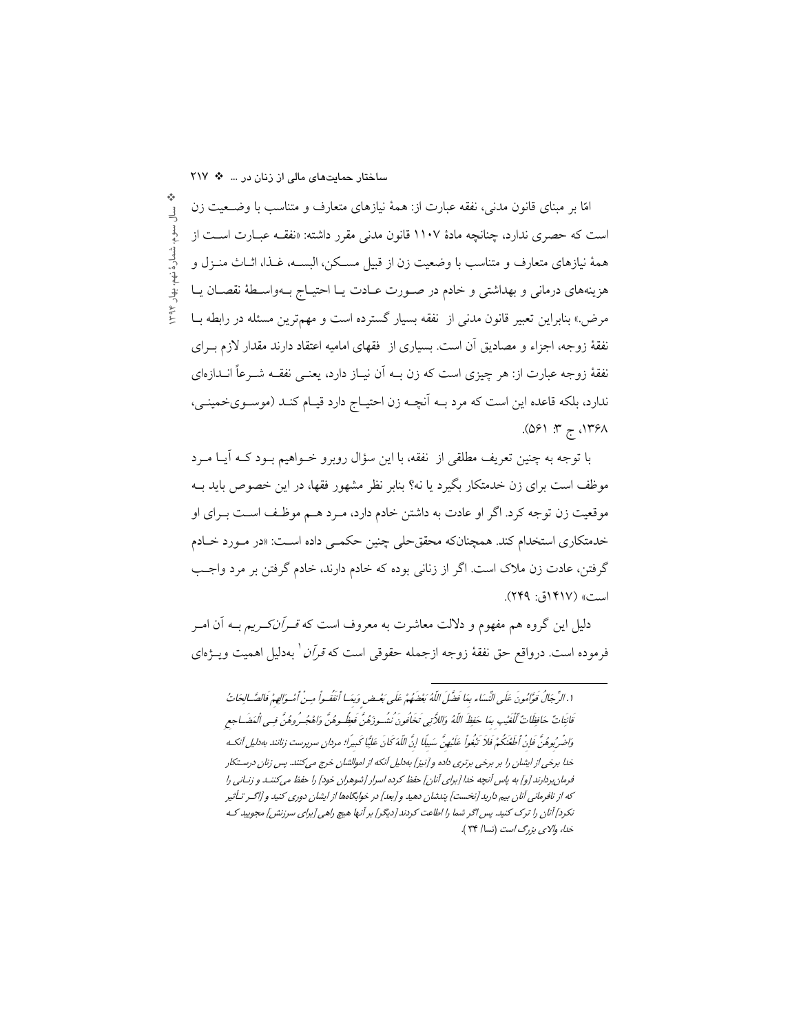امّا بر مبنای قانون مدنی، نفقه عبارت از: همهٔ نیازهای متعارف و متناسب با وضـعیت زن است که حصری ندارد، چنانچه مادهٔ ۱۱۰۷ قانون مدنی مقرر داشته: «نفقـه عبـارت اسـت از همهٔ نیازهای متعارف و متناسب با وضعیت زن از قبیل مسـکن، البسـه، غـذا، اثـاث منـزل و هزینه‌های درمانی و بهداشتی و خادم در صـورت عـادت یـا احتیـاج بـه‌واسـطهٔ نقصـان یـا مرض.» بنابراین تعبیر قانون مدنی از نفقه بسیار گسترده است و مهم‌ترین مسئله در رابطه بـا نفقهٔ زوجه، اجزاء و مصادیق آن است. بسیاری از فقهای امامیه اعتقاد دارند مقدار لازم بـرای نفقهٔ زوجه عبارت از: هر چیزی است که زن بـه آن نیـاز دارد، یعنـی نفقـه شـرعاً انـدازه‌ای ندارد، بلکه قاعده این است که مرد بـه آنچـه زن احتیـاج دارد قیـام کنـد (موسـوی‌خمینـی، ۱۳۶۸، ج ۳: ۵۶۱).

با توجه به چنین تعریف مطلقی از نفقه، با این سؤال روبرو خـواهیم بـود کـه آیـا مـرد موظف است برای زن خدمتکار بگیرد یا نه؟ بنابر نظر مشهور فقها، در این خصوص باید بـه موقعیت زن توجه کرد. اگر او عادت به داشتن خادم دارد، مـرد هـم موظـف اسـت بـرای او خدمتکاری استخدام کند. همچنان‌که محقق‌حلی چنین حکمـی داده اسـت: «در مـورد خـادم گرفتن، عادت زن ملاک است. اگر از زنانی بوده که خادم دارند، خادم گرفتن بر مرد واجـب است» (۱۴۱۷ق: ۲۴۹).

دلیل این گروه هم مفهوم و دلالت معاشرت به معروف است که *قـرآن‌کـریم* بـه آن امـر فرموده است. درواقع حق نفقهٔ زوجه ازجمله حقوقی است که *قرآن*[1] به‌دلیل اهمیت ویـژه‌ای

---

*۱. الرِّجَالُ قَوَّامُونَ عَلَى النِّسَاءِ بِمَا فَضَّلَ اللَّهُ بَعْضَهُمْ عَلَى بَعْضٍ وَبِمَا أَنْفَقُوا مِنْ أَمْوَالِهِمْ فَالصَّالِحَاتُ قَانِتَاتٌ حَافِظَاتٌ لِلْغَيْبِ بِمَا حَفِظَ اللَّهُ وَاللَّاتِي تَخَافُونَ نُشُوزَهُنَّ فَعِظُوهُنَّ وَاهْجُرُوهُنَّ فِي الْمَضَاجِعِ وَاضْرِبُوهُنَّ فَإِنْ أَطَعْنَكُمْ فَلَا تَبْغُوا عَلَيْهِنَّ سَبِيلًا إِنَّ اللَّهَ كَانَ عَلِيًّا كَبِيرًا؛ مردان سرپرست زنانند به‌دلیل آنکـه خدا برخی از ایشان را بر برخی برتری داده و [نیز] به‌دلیل آنکه از اموالشان خرج می‌کنند. پس زنان درستکار فرمان‌بردارند [و] به پاس آنچه خدا [برای آنان] حفظ کرده اسرار [شوهران خود] را حفظ می‌کننـد و زنـانی را که از نافرمانی آنان بیم دارید [نخست] پندشان دهید و [بعد] در خوابگاه‌ها از ایشان دوری کنید و [اگـر تـأثیر نکرد] آنان را ترک کنید. پس اگر شما را اطاعت کردند [دیگر] بر آنها هیچ راهی [برای سرزنش] مجویید کـه خدا، والای بزرگ است (نسا/ ۳۴).*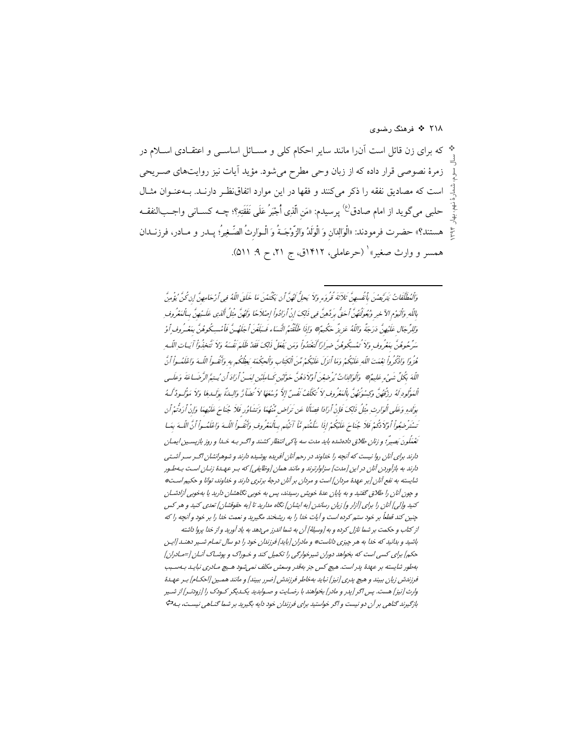که برای زن قائل است آن‌را مانند سایر احکام کلی و مسـائل اساسـی و اعتقـادی اسـلام در زمرهٔ نصوصی قرار داده که از زبان وحی مطرح می‌شود. مؤید آیات نیز روایت‌های صـریحی است که مصادیق نفقه را ذکر می‌کنند و فقها در این موارد اتفاق‌نظـر دارنـد. بـه‌عنـوان مثـال حلبی می‌گوید از امام صادق(ع) پرسیدم: «مَنِ الَّذِی أُجْبَرُ عَلَی نَفَقَتِهِ؟؛ چـه کسـانی واجـب‌النفقـه هستند؟» حضرت فرمودند: «الْوَالِدَانِ وَ الْوَلَدُ وَالزَّوْجَـةُ وَ الْـوَارِثُ الصَّـغِیرُ؛ پـدر و مـادر، فرزنـدان همسر و وارث صغیر»[1] (حرعاملی، ۱۴۱۲ق، ج ۲۱، ح ۹: ۵۱۱).

---

وَالْمُطَلَّقَاتُ یَتَرَبَّصْنَ بِأَنفُسِهِنَّ ثَلاَثَةَ قُرُوءٍ وَلاَ یَحِلُّ لَهُنَّ أَن یَکْتُمْنَ مَا خَلَقَ اللّهُ فِی أَرْحَامِهِنَّ إِن کُنَّ یُؤْمِنَّ بِاللّهِ وَالْیَوْمِ الآخِرِ وَبُعُولَتُهُنَّ أَحَقُّ بِرَدِّهِنَّ فِی ذَلِکَ إِنْ أَرَادُواْ إِصْلاَحًا وَلَهُنَّ مِثْلُ الَّذِی عَلَیْهِنَّ بِالْمَعْرُوفِ وَلِلرِّجَالِ عَلَیْهِنَّ دَرَجَةٌ وَاللّهُ عَزِیزٌ حَکُیمٌ* وَإِذَا طَلَّقْتُمُ النَّسَاءَ فَبَلَغْنَ أَجَلَهُنَّ فَأَمْسِکُوهُنَّ بِمَعْرُوفٍ أَوْ سَرِّحُوهُنَّ بِمَعْرُوفٍ وَلاَ تُمْسِکُوهُنَّ ضِرَارًا لَّتَعْتَدُواْ وَمَن یَفْعَلْ ذَلِکَ فَقَدْ ظَلَمَ نَفْسَهُ وَلاَ تَتَّخِذُوَاْ آیَاتِ اللّهِ هُزُوًا وَاذْکُرُواْ نِعْمَتَ اللّهِ عَلَیْکُمْ وَمَا أَنزَلَ عَلَیْکُمْ مِّنَ الْکِتَابِ وَالْحِکْمَةِ یَعِظُکُم بِهِ وَاتَّقُواْ اللّهَ وَاعْلَمُواْ أَنَّ اللّهَ بِکُلِّ شَیْءٍ عَلِیمٌ* وَالْوَالِدَاتُ یُرْضِعْنَ أَوْلاَدَهُنَّ حَوْلَیْنِ کَامِلَیْنِ لِمَنْ أَرَادَ أَن یُتِمَّ الرَّضَاعَةَ وَعَلَی الْمَوْلُودِ لَهُ رِزْقُهُنَّ وَکِسْوَتُهُنَّ بِالْمَعْرُوفِ لاَ تُکَلَّفُ نَفْسٌ إِلاَّ وُسْعَهَا لاَ تُضَآرَّ وَالِدَةٌ بِوَلَدِهَا وَلاَ مَوْلُودٌ لَّهُ بِوَلَدِهِ وَعَلَی الْوَارِثِ مِثْلُ ذَلِکَ فَإِنْ أَرَادَا فِصَالاً عَن تَرَاضٍ مِّنْهُمَا وَتَشَاوُرٍ فَلاَ جُنَاحَ عَلَیْهِمَا وَإِنْ أَرَدتُّمْ أَن تَسْتَرْضِعُواْ أَوْلاَدَکُمْ فَلاَ جُنَاحَ عَلَیْکُمْ إِذَا سَلَّمْتُم مَّآ آتَیْتُم بِالْمَعْرُوفِ وَاتَّقُواْ اللّهَ وَاعْلَمُواْ أَنَّ اللّهَ بِمَا تَعْمَلُونَ بَصِیرٌ؛ و زنان طلاق داده‌شده باید مدت سه پاکی انتظار کشند و اگـر بـه خـدا و روز بازپسـین ایمـان دارند برای آنان روا نیست که آنچه را خداوند در رحم آنان آفریده پوشیده دارند و شوهرانشان اگـر سـر آشـتی دارند به بازآوردن آنان در این [مدت] سزاوارترند و مانند همان [وظایفی] که بـر عهـدهٔ زنـان اسـت بـه‌طـور شایسته به نفع آنان [بر عهدهٔ مردان] است و مردان بر آنان درجهٔ برتری دارند و خداوند، توانا و حکیم اسـت* و چون آنان را طلاق گفتید و به پایان عدهٔ خویش رسیدند، پس به خوبی نگاهشان دارید یا به‌خوبی آزادشـان کنید و[لی] آنان را برای [آزار و] زیان رساندن [به ایشان] نگاه مدارید تا [به حقوقشان] تعدی کنید و هر کس چنین کند قطعاً بر خود ستم کرده و آیات خدا را به ریشخند مگیرید و نعمت خدا را بر خود و آنچه را که از کتاب و حکمت بر شما نازل کرده و به [وسیلهٔ] آن به شما اندرز می‌دهد به یاد آورید و از خدا پروا داشته باشید و بدانید که خدا به هر چیزی داناست* و مادران [باید] فرزندان خود را دو سال تمـام شـیر دهنـد [ایـن حکم] برای کسی است که بخواهد دوران شیرخوارگی را تکمیل کند و خـوراک و پوشـاک آنـان [=مـادران] به‌طور شایسته بر عهدهٔ پدر است. هیچ کس جز به‌قدر وسعش مکلف نمی‌شود هـیچ مـادری نبایـد بـه‌سـبب فرزندش زیان ببیند و هیچ پدری [نیز] نباید به‌خاطر فرزندش [ضرر ببیند] و مانند همـین [احکـام] بـر عهـدهٔ وارث [نیز] هست، پس اگر [پدر و مادر] بخواهند با رضـایت و صـوابدید یکـدیگر کـودک را [زودتـر] از شـیر بازگیرند گناهی بر آن دو نیست و اگر خواستید برای فرزندان خود دایه بگیرید بر شما گنـاهی نیسـت، بـه⇐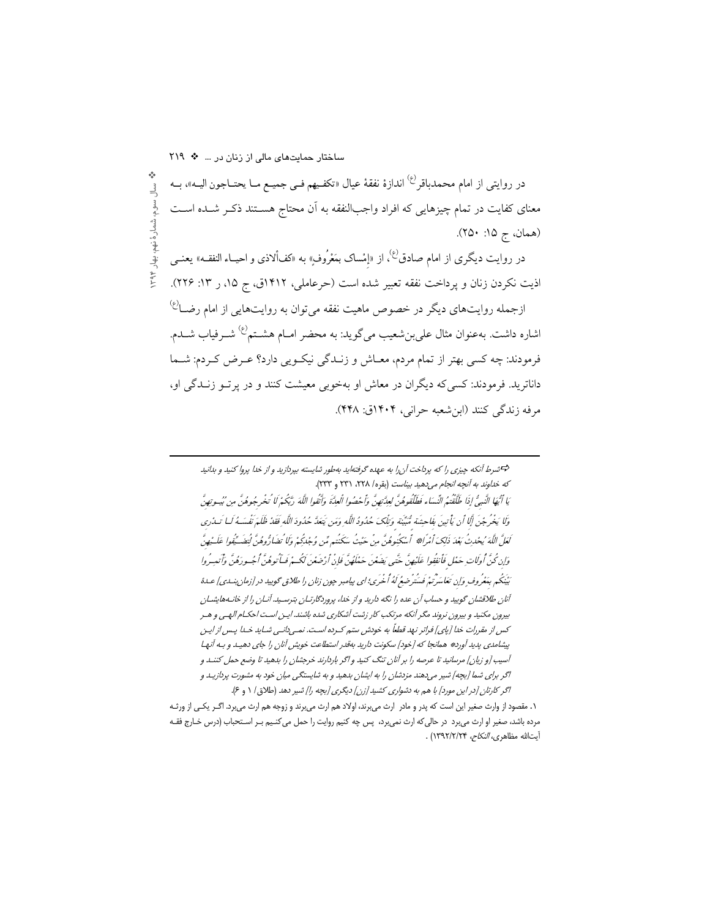در روایتی از امام محمدباقر(ع) اندازۀ نفقۀ عیال «تکفیهم فی جمیع ما یحتاجون الیه»، به معنای کفایت در تمام چیزهایی که افراد واجب‌النفقه به آن محتاج هستند ذکر شده است (همان، ج ۱۵: ۲۵۰).

در روایت دیگری از امام صادق(ع)، از «إمْساک بمَعْرُوفٍ» به «کفّ‌ألاذی و احیاء النفقه» یعنی اذیت نکردن زنان و پرداخت نفقه تعبیر شده است (حرعاملی، ۱۴۱۲ق، ج ۱۵، ر ۱۳: ۲۲۶).

ازجمله روایت‌های دیگر در خصوص ماهیت نفقه می‌توان به روایت‌هایی از امام رضا(ع) اشاره داشت. به‌عنوان مثال علی‌بن‌شعیب می‌گوید: به محضر امام هشتم(ع) شرفیاب شدم. فرمودند: چه کسی بهتر از تمام مردم، معاش و زندگی نیکویی دارد؟ عرض کردم: شما داناترید. فرمودند: کسی‌که دیگران در معاش او به‌خوبی معیشت کنند و در پرتو زندگی او، مرفه زندگی کنند (ابن‌شعبه حرانی، ۱۴۰۴ق: ۴۴۸).

---

شرط آنکه چیزی را که پرداخت آن‌را به عهده گرفته‌اید به‌طور شایسته بپردازید و از خدا پروا کنید و بدانید که خداوند به آنچه انجام می‌دهید بیناست (بقره/ ۲۲۸، ۲۳۱ و ۲۳۳).

یَا أَیُّهَا النَّبِیُّ إِذَا طَلَّقْتُمُ النِّسَاءَ فَطَلِّقُوهُنَّ لِعِدَّتِهِنَّ وَأَحْصُوا الْعِدَّةَ وَاتَّقُوا اللَّهَ رَبَّکُمْ لَا تُخْرِجُوهُنَّ مِن بُیُوتِهِنَّ وَلَا یَخْرُجْنَ إِلَّا أَن یَأْتِینَ بِفَاحِشَةٍ مُّبَیِّنَةٍ وَتِلْکَ حُدُودُ اللَّهِ وَمَن یَتَعَدَّ حُدُودَ اللَّهِ فَقَدْ ظَلَمَ نَفْسَهُ لَا تَدْرِی لَعَلَّ اللَّهَ یُحْدِثُ بَعْدَ ذَلِکَ أَمْرًا# أَسْکِنُوهُنَّ مِنْ حَیْثُ سَکَنتُم مِّن وُجْدِکُمْ وَلَا تُضَارُّوهُنَّ لِتُضَیِّقُوا عَلَیْهِنَّ وَإِن کُنَّ أُولَاتِ حَمْلٍ فَأَنفِقُوا عَلَیْهِنَّ حَتَّى یَضَعْنَ حَمْلَهُنَّ فَإِنْ أَرْضَعْنَ لَکُمْ فَآتُوهُنَّ أُجُورَهُنَّ وَأْتَمِرُوا بَیْنَکُم بِمَعْرُوفٍ وَإِن تَعَاسَرْتُمْ فَسَتُرْضِعُ لَهُ أُخْرَى؛ ای پیامبر چون زنان را طلاق گویید در [زمان بندی] عدۀ آنان طلاقشان گویید و حساب آن عده را نگه دارید و از خدا، پروردگارتان بترسید. آنان را از خانه‌هایشان بیرون مکنید و بیرون نروند مگر آنکه مرتکب کار زشت آشکاری شده باشند. این است احکام الهی و هر کس از مقررات خدا [پای] فراتر نهد قطعاً به خودش ستم کرده است. نمی‌دانی شاید خدا پس از این پیشامدی پدید آورد# همانجا که [خود] سکونت دارید به‌قدر استطاعت خویش آنان را جای دهید و به آنها آسیب [و زیان] مرسانید تا عرصه را بر آنان تنگ کنید و اگر باردارند خرجشان را بدهید تا وضع حمل کنند و اگر برای شما [بچه] شیر می‌دهند مزدشان را به ایشان بدهید و به شایستگی میان خود به مشورت پردازید و اگر کارتان [در این مورد] با هم به دشواری کشید [زن] دیگری [بچه را] شیر دهد (طلاق/ ۱ و ۶).

۱. مقصود از وارث صغیر این است که پدر و مادر ارث می‌برند، اولاد هم ارث می‌برند و زوجه هم ارث می‌برد. اگر یکی از ورثه مرده باشد، صغیر او ارث می‌برد در حالی‌که ارث نمی‌برد، پس چه کنیم روایت را حمل می‌کنیم بر استحباب (درس خارج فقه آیت‌الله مظاهری، *النکاح*، ۱۳۹۲/۲/۲۴) .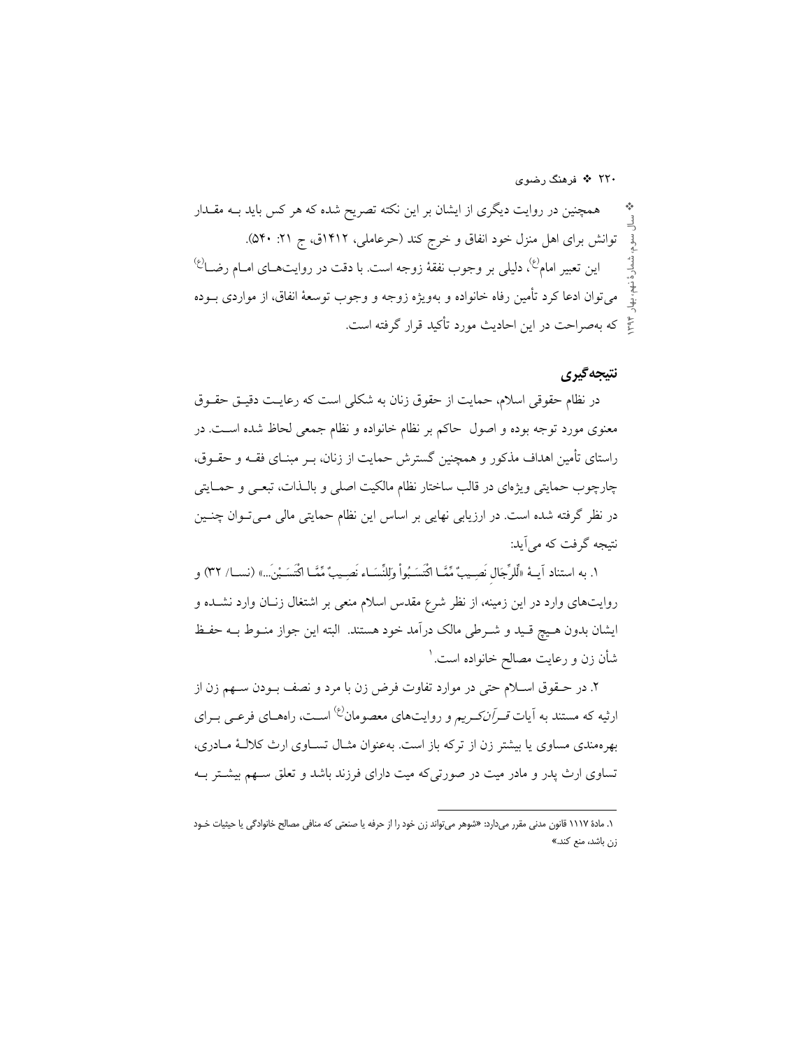همچنین در روایت دیگری از ایشان بر این نکته تصریح شده که هر کس باید بـه مقـدار توانش برای اهل منزل خود انفاق و خرج کند (حرعاملی، ۱۴۱۲ق، ج ۲۱: ۵۴۰).

این تعبیر امام(ع)، دلیلی بر وجوب نفقهٔ زوجه است. با دقت در روایت‌هـای امـام رضـا(ع) می‌توان ادعا کرد تأمین رفاه خانواده و به‌ویژه زوجه و وجوب توسعهٔ انفاق، از مواردی بـوده که به‌صراحت در این احادیث مورد تأکید قرار گرفته است.

## نتیجه‌گیری

در نظام حقوقی اسلام، حمایت از حقوق زنان به شکلی است که رعایـت دقیـق حقـوق معنوی مورد توجه بوده و اصول حاکم بر نظام خانواده و نظام جمعی لحاظ شده اسـت. در راستای تأمین اهداف مذکور و همچنین گسترش حمایت از زنان، بـر مبنـای فقـه و حقـوق، چارچوب حمایتی ویژه‌ای در قالب ساختار نظام مالکیت اصلی و بالـذات، تبعـی و حمـایتی در نظر گرفته شده است. در ارزیابی نهایی بر اساس این نظام حمایتی مالی مـی‌تـوان چنـین نتیجه گرفت که می‌آید:

۱. به استناد آیـهٔ «لِّلرِّجَالِ نَصِـيبٌ مِّمَّـا اكْتَسَـبُواْ وَلِلنِّسَـاء نَصِـيبٌ مِّمَّـا اكْتَسَـبْنَ...» (نسـا/ ۳۲) و روایت‌های وارد در این زمینه، از نظر شرع مقدس اسلام منعی بر اشتغال زنـان وارد نشـده و ایشان بدون هـیچ قـید و شـرطی مالک درآمد خود هستند. البته این جواز منـوط بـه حفـظ شأن زن و رعایت مصالح خانواده است.[۱]

۲. در حـقوق اسـلام حتی در موارد تفاوت فرض زن با مرد و نصف بـودن سـهم زن از ارثیه که مستند به آیات *قـرآن‌کـریم* و روایت‌های معصومان(ع) اسـت، راه‌هـای فرعـی بـرای بهره‌مندی مساوی یا بیشتر زن از ترکه باز است. به‌عنوان مثـال تسـاوی ارث کلالـهٔ مـادری، تساوی ارث پدر و مادر میت در صورتی‌که میت دارای فرزند باشد و تعلق سـهم بیشـتر بـه

---

۱. مادهٔ ۱۱۱۷ قانون مدنی مقرر می‌دارد: «شوهر می‌تواند زن خود را از حرفه یا صنعتی که منافی مصالح خانوادگی یا حیثیات خـود زن باشد، منع کند.»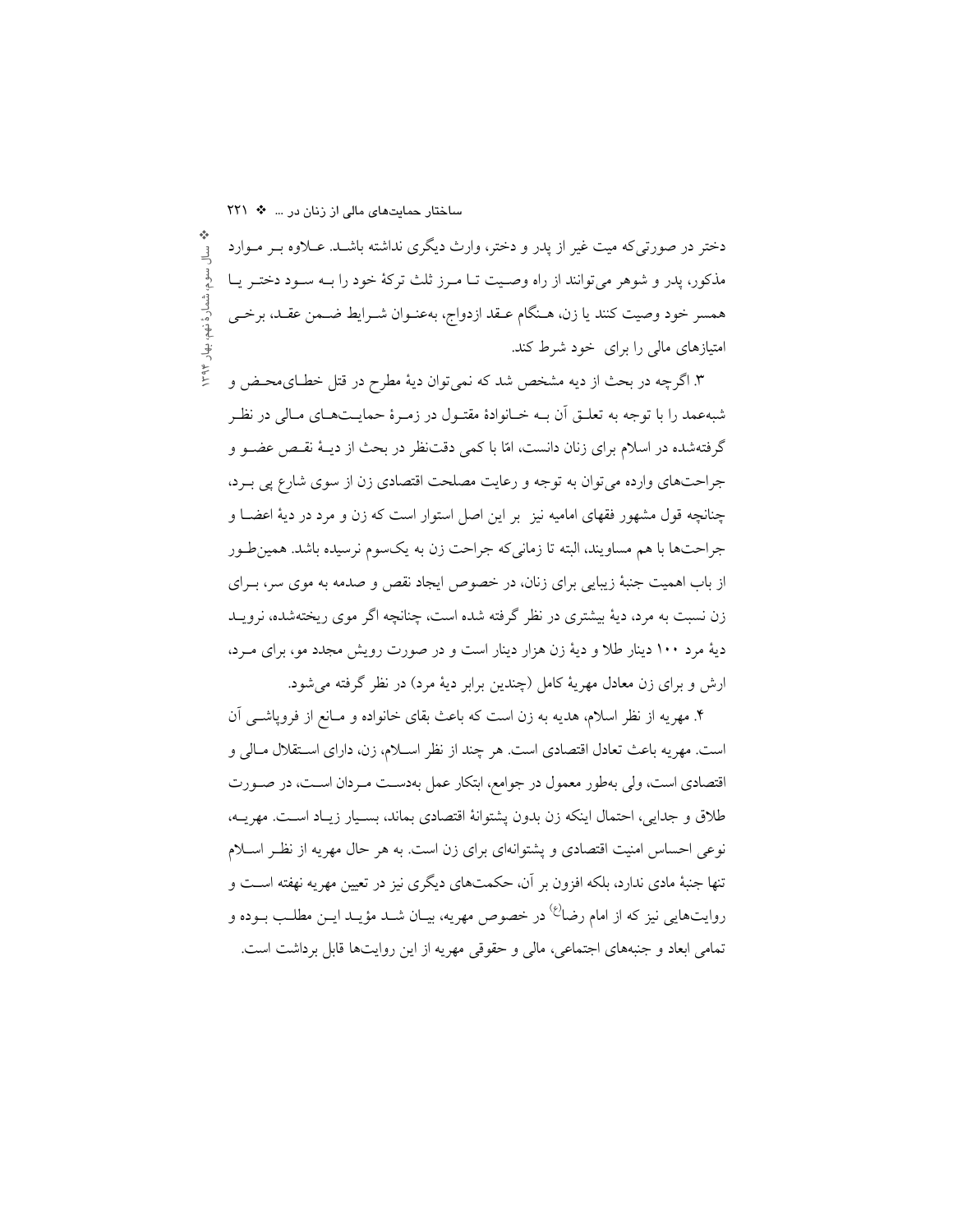دختر در صورتی‌که میت غیر از پدر و دختر، وارث دیگری نداشته باشد. علاوه بر موارد مذکور، پدر و شوهر می‌توانند از راه وصیت تا مرز ثلث ترکهٔ خود را به سود دختر یا همسر خود وصیت کنند یا زن، هنگام عقد ازدواج، به‌عنوان شرایط ضمن عقد، برخی امتیازهای مالی را برای خود شرط کند.

۳. اگرچه در بحث از دیه مشخص شد که نمی‌توان دیهٔ مطرح در قتل خطای‌محض و شبه‌عمد را با توجه به تعلق آن به خانوادهٔ مقتول در زمرهٔ حمایت‌های مالی در نظر گرفته‌شده در اسلام برای زنان دانست، امّا با کمی دقت‌نظر در بحث از دیهٔ نقص عضو و جراحت‌های وارده می‌توان به توجه و رعایت مصلحت اقتصادی زن از سوی شارع پی برد، چنانچه قول مشهور فقهای امامیه نیز بر این اصل استوار است که زن و مرد در دیهٔ اعضا و جراحت‌ها با هم مساویند، البته تا زمانی‌که جراحت زن به یک‌سوم نرسیده باشد. همین‌طور از باب اهمیت جنبهٔ زیبایی برای زنان، در خصوص ایجاد نقص و صدمه به موی سر، برای زن نسبت به مرد، دیهٔ بیشتری در نظر گرفته شده است، چنانچه اگر موی ریخته‌شده، نروید دیهٔ مرد ۱۰۰ دینار طلا و دیهٔ زن هزار دینار است و در صورت رویش مجدد مو، برای مرد، ارش و برای زن معادل مهریهٔ کامل (چندین برابر دیهٔ مرد) در نظر گرفته می‌شود.

۴. مهریه از نظر اسلام، هدیه به زن است که باعث بقای خانواده و مانع از فروپاشی آن است. مهریه باعث تعادل اقتصادی است. هر چند از نظر اسلام، زن، دارای استقلال مالی و اقتصادی است، ولی به‌طور معمول در جوامع، ابتکار عمل به‌دست مردان است، در صورت طلاق و جدایی، احتمال اینکه زن بدون پشتوانهٔ اقتصادی بماند، بسیار زیاد است. مهریه، نوعی احساس امنیت اقتصادی و پشتوانه‌ای برای زن است. به هر حال مهریه از نظر اسلام تنها جنبهٔ مادی ندارد، بلکه افزون بر آن، حکمت‌های دیگری نیز در تعیین مهریه نهفته است و روایت‌هایی نیز که از امام رضا(ع) در خصوص مهریه، بیان شد مؤید این مطلب بوده و تمامی ابعاد و جنبه‌های اجتماعی، مالی و حقوقی مهریه از این روایت‌ها قابل برداشت است.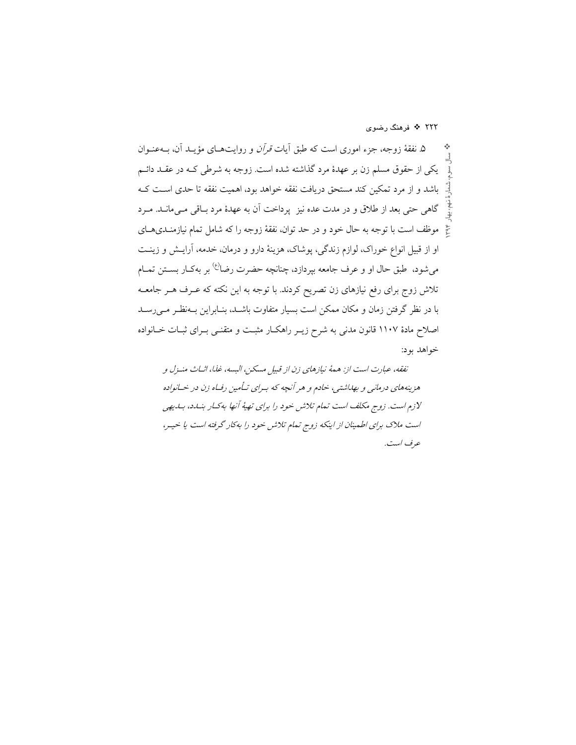۵. نفقهٔ زوجه، جزء اموری است که طبق آیات *قرآن* و روایت‌های مؤید آن، به‌عنوان یکی از حقوق مسلم زن بر عهدهٔ مرد گذاشته شده است. زوجه به شرطی که در عقد دائم باشد و از مرد تمکین کند مستحق دریافت نفقه خواهد بود، اهمیت نفقه تا حدی است که گاهی حتی بعد از طلاق و در مدت عده نیز پرداخت آن به عهدهٔ مرد باقی می‌ماند. مرد موظف است با توجه به حال خود و در حد توان، نفقهٔ زوجه را که شامل تمام نیازمندی‌های او از قبیل انواع خوراک، لوازم زندگی، پوشاک، هزینهٔ دارو و درمان، خدمه، آرایش و زینت می‌شود، طبق حال او و عرف جامعه بپردازد، چنانچه حضرت رضا(ع) بر به‌کار بستن تمام تلاش زوج برای رفع نیازهای زن تصریح کردند. با توجه به این نکته که عرف هر جامعه با در نظر گرفتن زمان و مکان ممکن است بسیار متفاوت باشد، بنابراین به‌نظر می‌رسد اصلاح مادهٔ ۱۱۰۷ قانون مدنی به شرح زیر راهکار مثبت و متقنی برای ثبات خانواده خواهد بود:

> *نفقه، عبارت است از: همهٔ نیازهای زن از قبیل مسکن، البسه، غذا، اثاث منزل و هزینه‌های درمانی و بهداشتی، خادم و هر آنچه که برای تأمین رفاه زن در خانواده لازم است. زوج مکلف است تمام تلاش خود را برای تهیهٔ آنها به‌کار بندد، بدیهی است ملاک برای اطمینان از اینکه زوج تمام تلاش خود را به‌کار گرفته است یا خیر، عرف است.*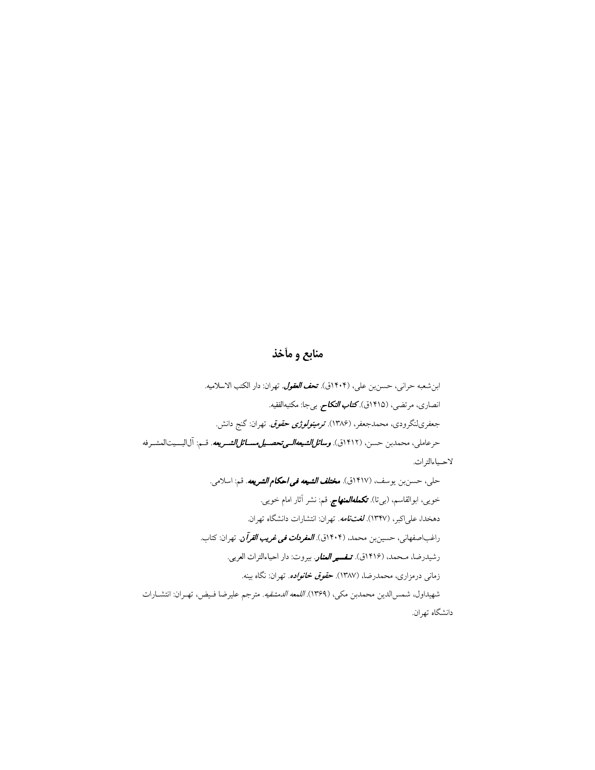## منابع و مآخذ

ابن‌شعبه حرانی، حسن‌بن علی، (۱۴۰۴ق). ***تحف العقول***. تهران: دار الکتب الاسلامیه.

انصاری، مرتضی، (۱۴۱۵ق). ***کتاب النکاح***. بی‌جا: مکتبه‌الفقیه.

جعفری‌لنگرودی، محمدجعفر، (۱۳۸۶). ***ترمینولوژی حقوق***. تهران: گنج دانش.

حرعاملی، محمدبن حسن، (۱۴۱۲ق). ***وسائل‌الشیعه‌الی‌تحصیل‌مسائل‌الشریعه***. قم: آل‌البیت‌المشرفه لاحیاءالتراث.

حلی، حسن‌بن یوسف، (۱۴۱۷ق). ***مختلف الشیعه فی احکام الشریعه***. قم: اسلامی.

خویی، ابوالقاسم، (بی‌تا). ***تکمله‌المنهاج***. قم: نشر آثار امام خویی.

دهخدا، علی‌اکبر، (۱۳۴۷). ***لغت‌نامه***. تهران: انتشارات دانشگاه تهران.

راغب‌اصفهانی، حسین‌بن محمد، (۱۴۰۴ق). ***المفردات فی غریب القرآن***. تهران: کتاب.

رشیدرضا، محمد، (۱۴۱۶ق). ***تفسیر المنار***. بیروت: دار احیاءالتراث العربی.

زمانی درمزاری، محمدرضا، (۱۳۸۷). ***حقوق خانواده***. تهران: نگاه بینه.

شهیداول، شمس‌الدین محمدبن مکی، (۱۳۶۹). *اللمعه الدمشقیه*. مترجم علیرضا فیض، تهران: انتشارات دانشگاه تهران.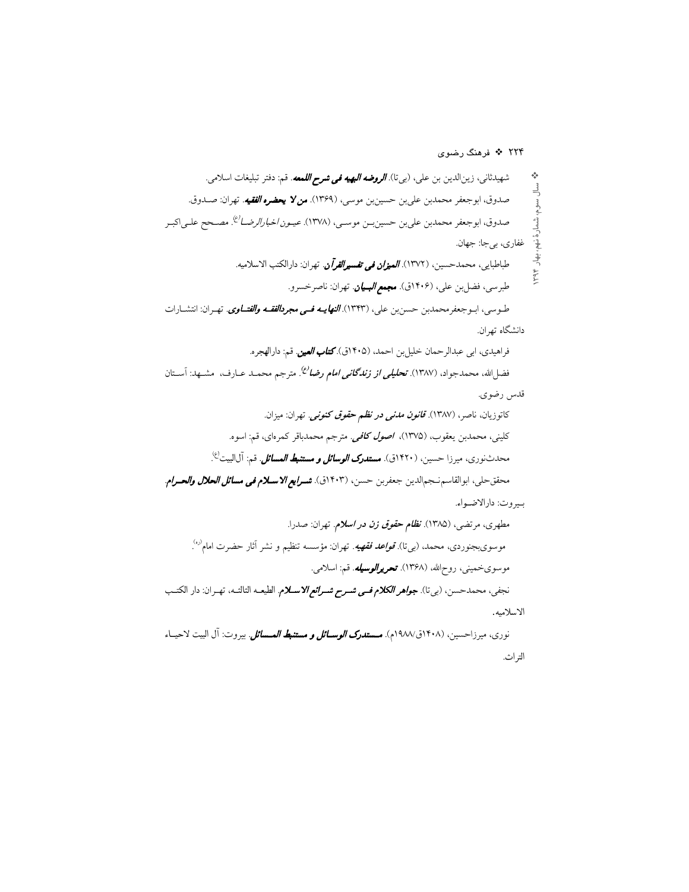شهیدثانی، زین‌الدین بن علی، (بی‌تا). ***الروضه البهیه فی شرح اللمعه***. قم: دفتر تبلیغات اسلامی.

صدوق، ابوجعفر محمدبن علی‌بن حسین‌بن موسی، (۱۳۶۹). ***من لا یحضره الفقیه***. تهران: صدوق.

صدوق، ابوجعفر محمدبن علی‌بن حسین‌بن موسی، (۱۳۷۸). *عیون اخبارالرضا*(ع). مصحح علی‌اکبر غفاری، بی‌جا: جهان.

طباطبایی، محمدحسین، (۱۳۷۲). ***المیزان فی تفسیرالقرآن***. تهران: دارالکتب الاسلامیه.

طبرسی، فضل‌بن علی، (۱۴۰۶ق). ***مجمع البیان***. تهران: ناصرخسرو.

طوسی، ابوجعفرمحمدبن حسن‌بن علی، (۱۳۴۳). ***النهایه فی مجردالفقه والفتاوی***. تهران: انتشارات دانشگاه تهران.

فراهیدی، ابی عبدالرحمان خلیل‌بن احمد، (۱۴۰۵ق). ***کتاب العین***. قم: دارالهجره.

فضل‌الله، محمدجواد، (۱۳۸۷). ***تحلیلی از زندگانی امام رضا***(ع). مترجم محمد عارف، مشهد: آستان قدس رضوی.

کاتوزیان، ناصر، (۱۳۸۷). ***قانون مدنی در نظم حقوق کنونی***. تهران: میزان.

کلینی، محمدبن یعقوب، (۱۳۷۵)، ***اصول کافی***. مترجم محمدباقر کمره‌ای، قم: اسوه.

محدث‌نوری، میرزا حسین، (۱۴۲۰ق). ***مستدرک الوسائل و مستنبط المسائل***. قم: آل‌البیت(ع).

محقق‌حلی، ابوالقاسم‌نجم‌الدین جعفربن حسن، (۱۴۰۳ق). ***شرایع الاسلام فی مسائل الحلال والحرام***. بیروت: دارالاضواء.

مطهری، مرتضی، (۱۳۸۵). ***نظام حقوق زن در اسلام***. تهران: صدرا.

موسوی‌بجنوردی، محمد، (بی‌تا). ***قواعد فقهیه***. تهران: مؤسسه تنظیم و نشر آثار حضرت امام(ره).

موسوی‌خمینی، روح‌الله، (۱۳۶۸). ***تحریرالوسیله***. قم: اسلامی.

نجفی، محمدحسن، (بی‌تا). ***جواهر الکلام فی شرح شرائع الاسلام***. الطبعه الثالثه، تهران: دار الکتب الاسلامیه.

نوری، میرزاحسین، (۱۴۰۸ق/۱۹۸۸م). ***مستدرک الوسائل و مستنبط المسائل***. بیروت: آل البیت لاحیاء التراث.